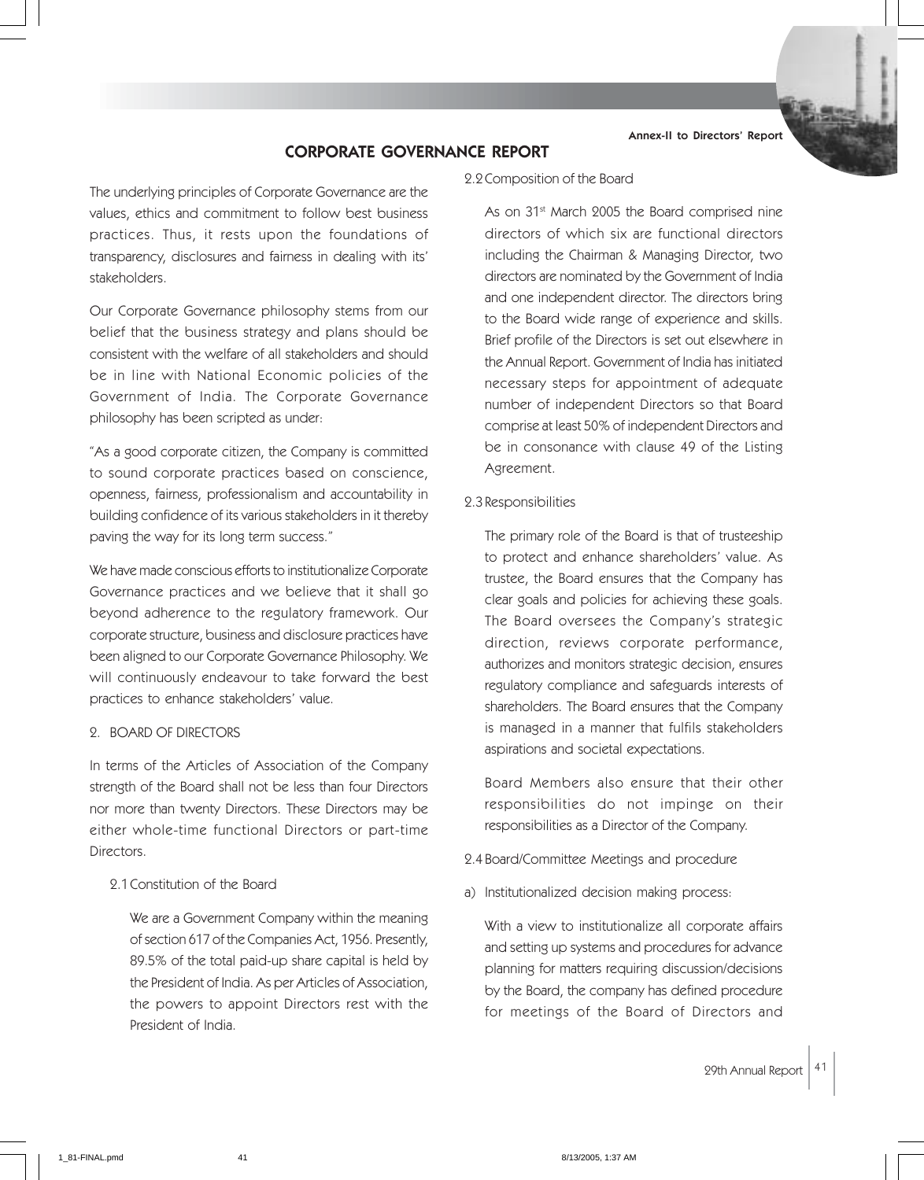# CORPORATE GOVERNANCE REPORT

The underlying principles of Corporate Governance are the values, ethics and commitment to follow best business practices. Thus, it rests upon the foundations of transparency, disclosures and fairness in dealing with its' stakeholders.

Our Corporate Governance philosophy stems from our belief that the business strategy and plans should be consistent with the welfare of all stakeholders and should be in line with National Economic policies of the Government of India. The Corporate Governance philosophy has been scripted as under:

"As a good corporate citizen, the Company is committed to sound corporate practices based on conscience, openness, fairness, professionalism and accountability in building confidence of its various stakeholders in it thereby paving the way for its long term success."

We have made conscious efforts to institutionalize Corporate Governance practices and we believe that it shall go beyond adherence to the regulatory framework. Our corporate structure, business and disclosure practices have been aligned to our Corporate Governance Philosophy. We will continuously endeavour to take forward the best practices to enhance stakeholders' value.

## 2. BOARD OF DIRECTORS

In terms of the Articles of Association of the Company strength of the Board shall not be less than four Directors nor more than twenty Directors. These Directors may be either whole-time functional Directors or part-time Directors.

### 2.1 Constitution of the Board

We are a Government Company within the meaning of section 617 of the Companies Act, 1956. Presently, 89.5% of the total paid-up share capital is held by the President of India. As per Articles of Association, the powers to appoint Directors rest with the President of India.

### 2.2 Composition of the Board

As on 31st March 2005 the Board comprised nine directors of which six are functional directors including the Chairman & Managing Director, two directors are nominated by the Government of India and one independent director. The directors bring to the Board wide range of experience and skills. Brief profile of the Directors is set out elsewhere in the Annual Report. Government of India has initiated necessary steps for appointment of adequate number of independent Directors so that Board comprise at least 50% of independent Directors and be in consonance with clause 49 of the Listing Agreement.

### 2.3 Responsibilities

The primary role of the Board is that of trusteeship to protect and enhance shareholders' value. As trustee, the Board ensures that the Company has clear goals and policies for achieving these goals. The Board oversees the Company's strategic direction, reviews corporate performance, authorizes and monitors strategic decision, ensures regulatory compliance and safeguards interests of shareholders. The Board ensures that the Company is managed in a manner that fulfils stakeholders aspirations and societal expectations.

Board Members also ensure that their other responsibilities do not impinge on their responsibilities as a Director of the Company.

### 2.4 Board/Committee Meetings and procedure

a) Institutionalized decision making process:

With a view to institutionalize all corporate affairs and setting up systems and procedures for advance planning for matters requiring discussion/decisions by the Board, the company has defined procedure for meetings of the Board of Directors and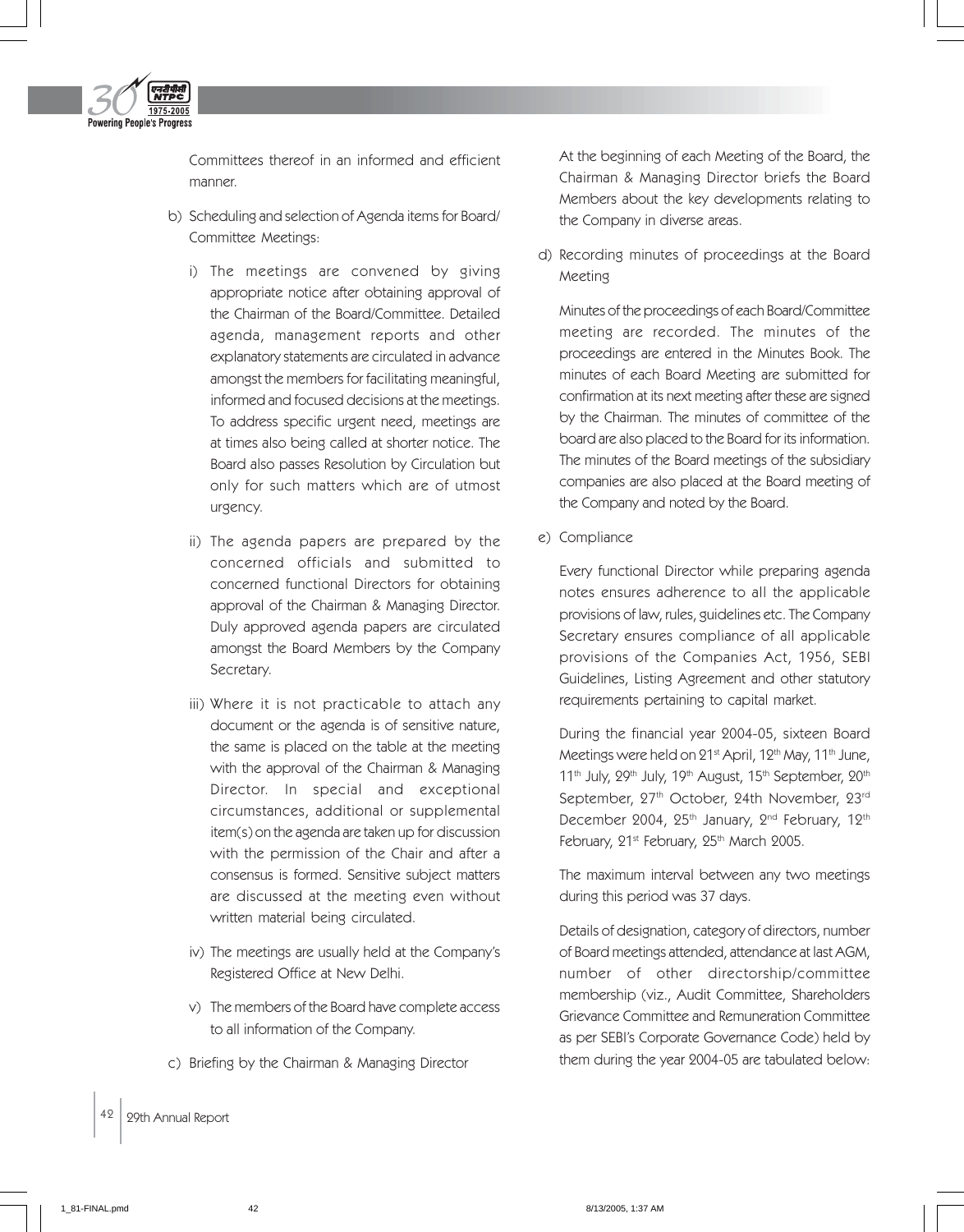Committees thereof in an informed and efficient manner.

b) Scheduling and selection of Agenda items for Board/ Committee Meetings:

   i) The meetings are convened by giving appropriate notice after obtaining approval of the Chairman of the Board/Committee. Detailed agenda, management reports and other explanatory statements are circulated in advance amongst the members for facilitating meaningful, informed and focused decisions at the meetings. To address specific urgent need, meetings are at times also being called at shorter notice. The Board also passes Resolution by Circulation but only for such matters which are of utmost urgency.

   ii) The agenda papers are prepared by the concerned officials and submitted to concerned functional Directors for obtaining approval of the Chairman & Managing Director. Duly approved agenda papers are circulated amongst the Board Members by the Company Secretary.

   iii) Where it is not practicable to attach any document or the agenda is of sensitive nature, the same is placed on the table at the meeting with the approval of the Chairman & Managing Director. In special and exceptional circumstances, additional or supplemental item(s) on the agenda are taken up for discussion with the permission of the Chair and after a consensus is formed. Sensitive subject matters are discussed at the meeting even without written material being circulated.

   iv) The meetings are usually held at the Company's Registered Office at New Delhi.

   v) The members of the Board have complete access to all information of the Company.

c) Briefing by the Chairman & Managing Director

   At the beginning of each Meeting of the Board, the Chairman & Managing Director briefs the Board Members about the key developments relating to the Company in diverse areas.

d) Recording minutes of proceedings at the Board Meeting

   Minutes of the proceedings of each Board/Committee meeting are recorded. The minutes of the proceedings are entered in the Minutes Book. The minutes of each Board Meeting are submitted for confirmation at its next meeting after these are signed by the Chairman. The minutes of committee of the board are also placed to the Board for its information. The minutes of the Board meetings of the subsidiary companies are also placed at the Board meeting of the Company and noted by the Board.

e) Compliance

   Every functional Director while preparing agenda notes ensures adherence to all the applicable provisions of law, rules, guidelines etc. The Company Secretary ensures compliance of all applicable provisions of the Companies Act, 1956, SEBI Guidelines, Listing Agreement and other statutory requirements pertaining to capital market.

   During the financial year 2004-05, sixteen Board Meetings were held on 21st April, 12th May, 11th June, 11th July, 29th July, 19th August, 15th September, 20th September, 27th October, 24th November, 23rd December 2004, 25th January, 2nd February, 12th February, 21st February, 25th March 2005.

   The maximum interval between any two meetings during this period was 37 days.

   Details of designation, category of directors, number of Board meetings attended, attendance at last AGM, number of other directorship/committee membership (viz., Audit Committee, Shareholders Grievance Committee and Remuneration Committee as per SEBI's Corporate Governance Code) held by them during the year 2004-05 are tabulated below: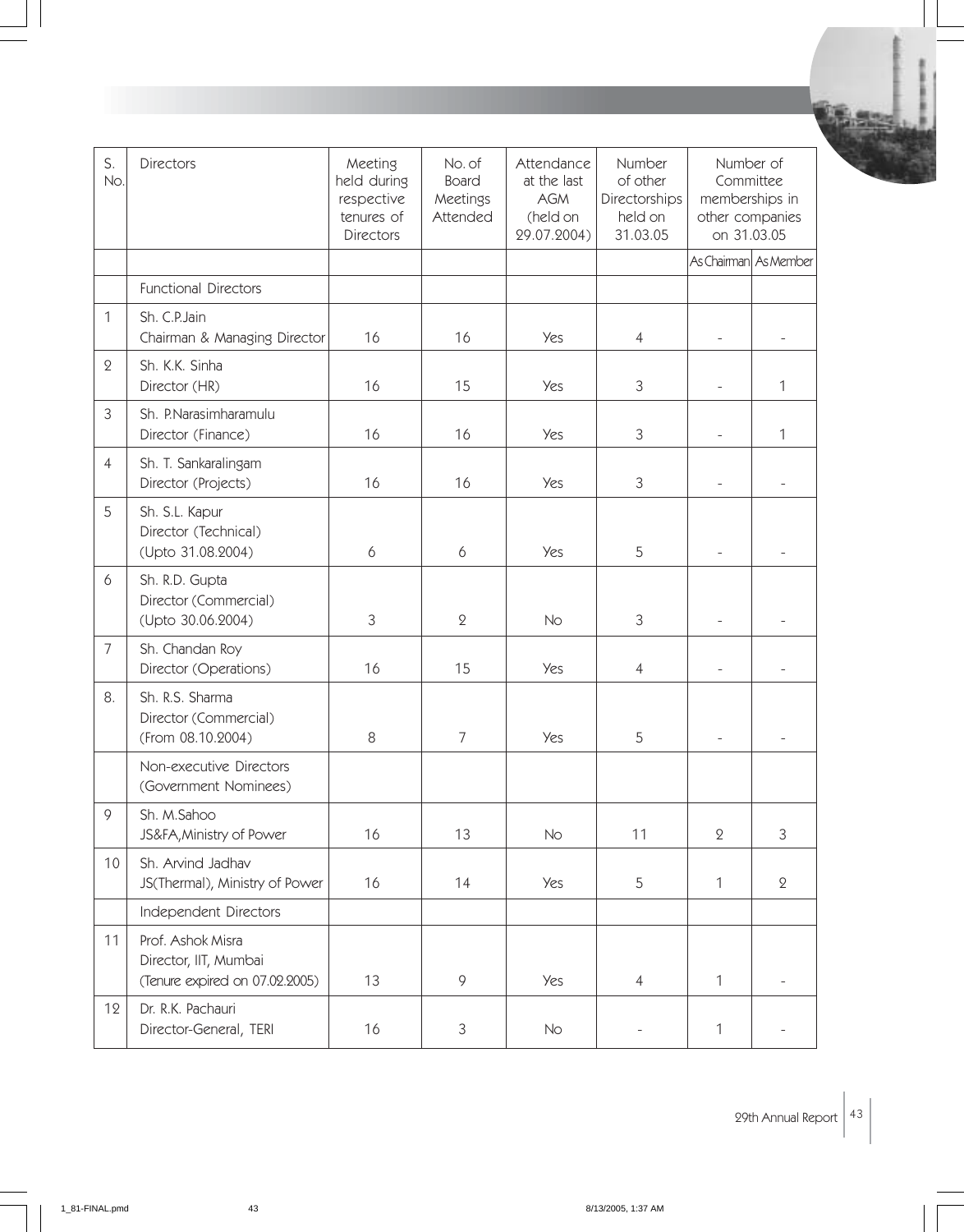| S. No. | Directors | Meeting held during respective tenures of Directors | No. of Board Meetings Attended | Attendance at the last AGM (held on 29.07.2004) | Number of other Directorships held on 31.03.05 | Number of Committee memberships in other companies on 31.03.05 | |
|---|---|---|---|---|---|---|---|
| | | | | | | As Chairman | As Member |
| | Functional Directors | | | | | | |
| 1 | Sh. C.P.Jain<br>Chairman & Managing Director | 16 | 16 | Yes | 4 | - | - |
| 2 | Sh. K.K. Sinha<br>Director (HR) | 16 | 15 | Yes | 3 | - | 1 |
| 3 | Sh. P.Narasimharamulu<br>Director (Finance) | 16 | 16 | Yes | 3 | - | 1 |
| 4 | Sh. T. Sankaralingam<br>Director (Projects) | 16 | 16 | Yes | 3 | - | - |
| 5 | Sh. S.L. Kapur<br>Director (Technical)<br>(Upto 31.08.2004) | 6 | 6 | Yes | 5 | - | - |
| 6 | Sh. R.D. Gupta<br>Director (Commercial)<br>(Upto 30.06.2004) | 3 | 2 | No | 3 | - | - |
| 7 | Sh. Chandan Roy<br>Director (Operations) | 16 | 15 | Yes | 4 | - | - |
| 8. | Sh. R.S. Sharma<br>Director (Commercial)<br>(From 08.10.2004) | 8 | 7 | Yes | 5 | - | - |
| | Non-executive Directors (Government Nominees) | | | | | | |
| 9 | Sh. M.Sahoo<br>JS&FA,Ministry of Power | 16 | 13 | No | 11 | 2 | 3 |
| 10 | Sh. Arvind Jadhav<br>JS(Thermal), Ministry of Power | 16 | 14 | Yes | 5 | 1 | 2 |
| | Independent Directors | | | | | | |
| 11 | Prof. Ashok Misra<br>Director, IIT, Mumbai<br>(Tenure expired on 07.02.2005) | 13 | 9 | Yes | 4 | 1 | - |
| 12 | Dr. R.K. Pachauri<br>Director-General, TERI | 16 | 3 | No | - | 1 | - |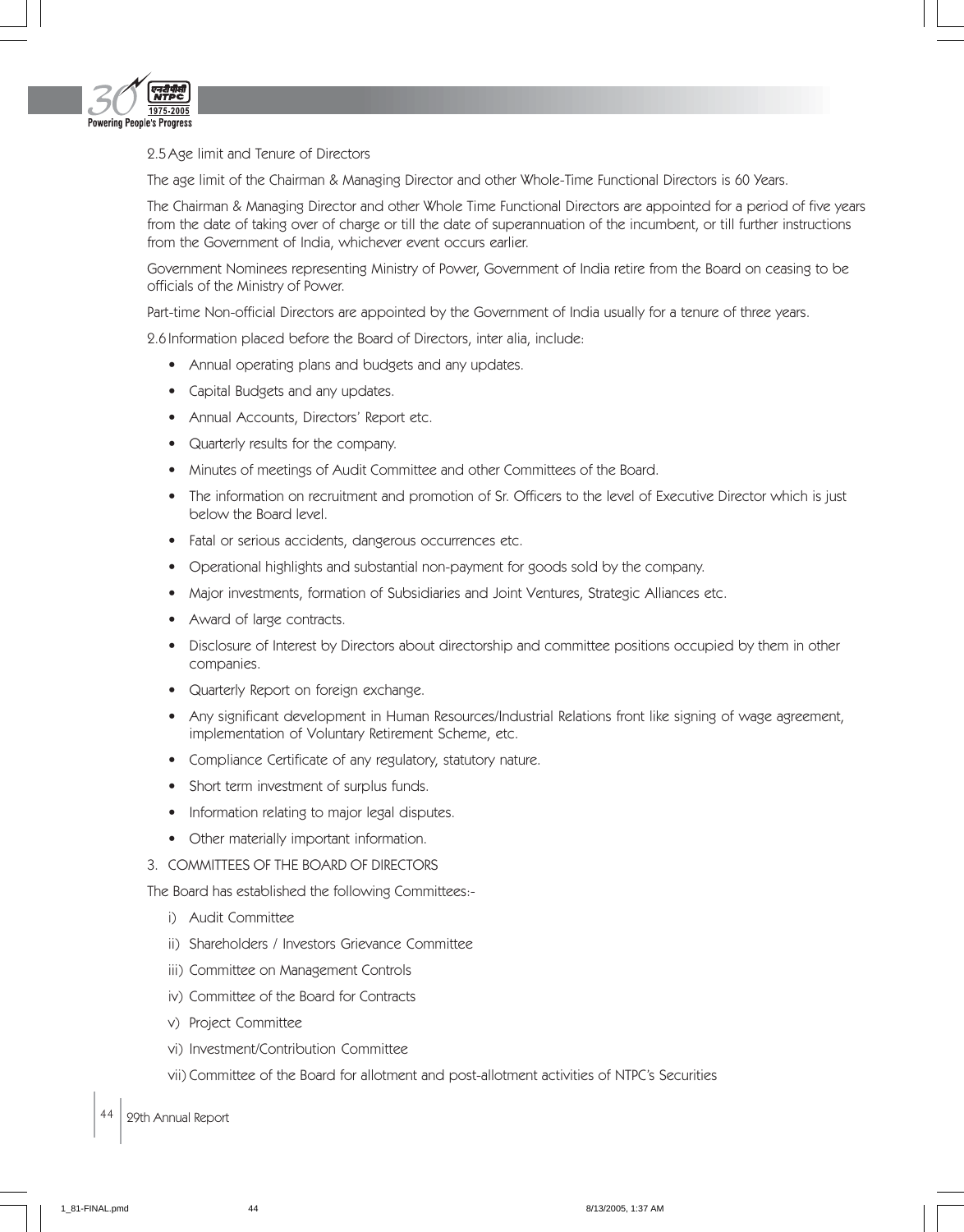2.5 Age limit and Tenure of Directors

The age limit of the Chairman & Managing Director and other Whole-Time Functional Directors is 60 Years.

The Chairman & Managing Director and other Whole Time Functional Directors are appointed for a period of five years from the date of taking over of charge or till the date of superannuation of the incumbent, or till further instructions from the Government of India, whichever event occurs earlier.

Government Nominees representing Ministry of Power, Government of India retire from the Board on ceasing to be officials of the Ministry of Power.

Part-time Non-official Directors are appointed by the Government of India usually for a tenure of three years.

2.6 Information placed before the Board of Directors, inter alia, include:

- Annual operating plans and budgets and any updates.
- Capital Budgets and any updates.
- Annual Accounts, Directors' Report etc.
- Quarterly results for the company.
- Minutes of meetings of Audit Committee and other Committees of the Board.
- The information on recruitment and promotion of Sr. Officers to the level of Executive Director which is just below the Board level.
- Fatal or serious accidents, dangerous occurrences etc.
- Operational highlights and substantial non-payment for goods sold by the company.
- Major investments, formation of Subsidiaries and Joint Ventures, Strategic Alliances etc.
- Award of large contracts.
- Disclosure of Interest by Directors about directorship and committee positions occupied by them in other companies.
- Quarterly Report on foreign exchange.
- Any significant development in Human Resources/Industrial Relations front like signing of wage agreement, implementation of Voluntary Retirement Scheme, etc.
- Compliance Certificate of any regulatory, statutory nature.
- Short term investment of surplus funds.
- Information relating to major legal disputes.
- Other materially important information.

3. COMMITTEES OF THE BOARD OF DIRECTORS

The Board has established the following Committees:-

i) Audit Committee

ii) Shareholders / Investors Grievance Committee

iii) Committee on Management Controls

iv) Committee of the Board for Contracts

v) Project Committee

vi) Investment/Contribution Committee

vii) Committee of the Board for allotment and post-allotment activities of NTPC's Securities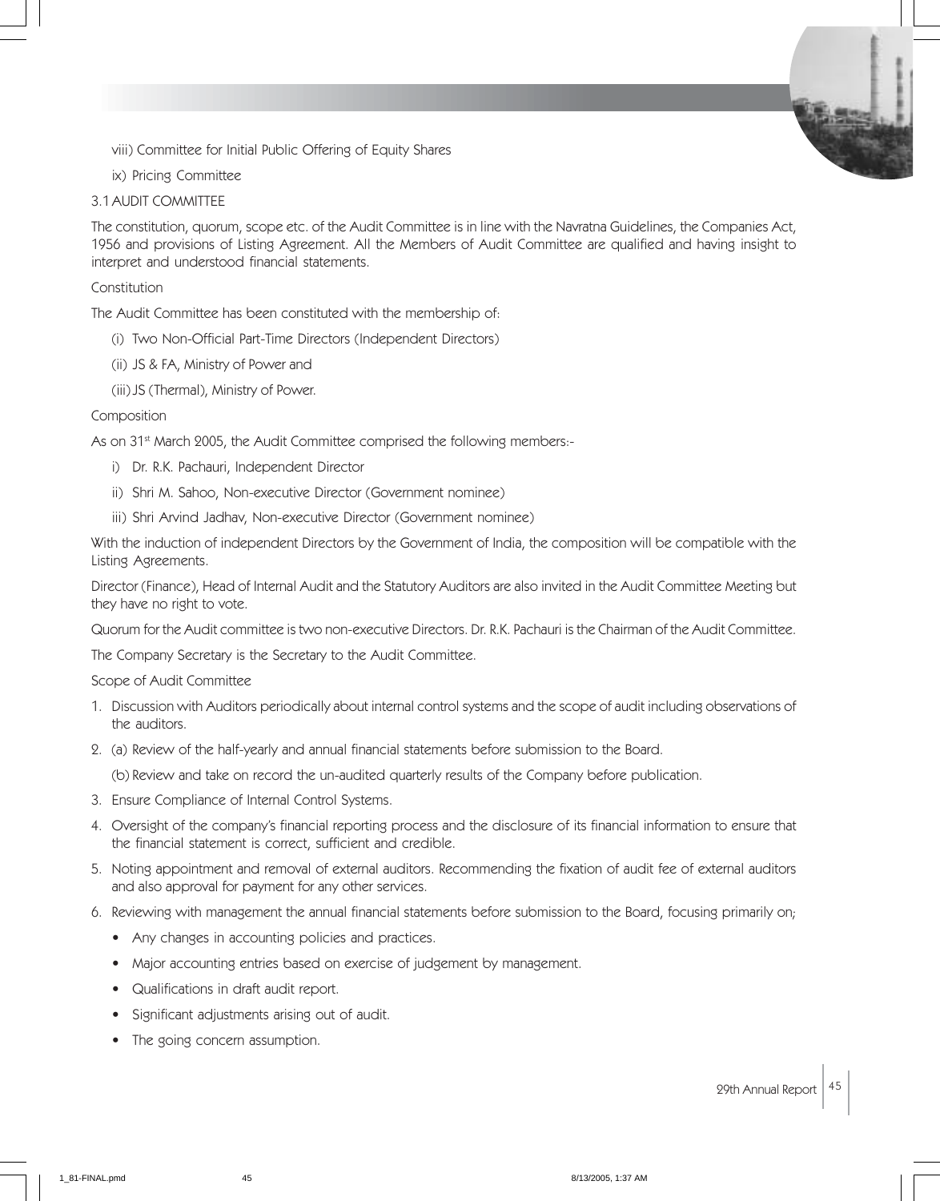viii) Committee for Initial Public Offering of Equity Shares

ix) Pricing Committee

### 3.1 AUDIT COMMITTEE

The constitution, quorum, scope etc. of the Audit Committee is in line with the Navratna Guidelines, the Companies Act, 1956 and provisions of Listing Agreement. All the Members of Audit Committee are qualified and having insight to interpret and understood financial statements.

Constitution

The Audit Committee has been constituted with the membership of:

(i) Two Non-Official Part-Time Directors (Independent Directors)

(ii) JS & FA, Ministry of Power and

(iii) JS (Thermal), Ministry of Power.

Composition

As on 31st March 2005, the Audit Committee comprised the following members:-

i) Dr. R.K. Pachauri, Independent Director

ii) Shri M. Sahoo, Non-executive Director (Government nominee)

iii) Shri Arvind Jadhav, Non-executive Director (Government nominee)

With the induction of independent Directors by the Government of India, the composition will be compatible with the Listing Agreements.

Director (Finance), Head of Internal Audit and the Statutory Auditors are also invited in the Audit Committee Meeting but they have no right to vote.

Quorum for the Audit committee is two non-executive Directors. Dr. R.K. Pachauri is the Chairman of the Audit Committee.

The Company Secretary is the Secretary to the Audit Committee.

Scope of Audit Committee

1. Discussion with Auditors periodically about internal control systems and the scope of audit including observations of the auditors.
2. (a) Review of the half-yearly and annual financial statements before submission to the Board.

   (b) Review and take on record the un-audited quarterly results of the Company before publication.
3. Ensure Compliance of Internal Control Systems.
4. Oversight of the company's financial reporting process and the disclosure of its financial information to ensure that the financial statement is correct, sufficient and credible.
5. Noting appointment and removal of external auditors. Recommending the fixation of audit fee of external auditors and also approval for payment for any other services.
6. Reviewing with management the annual financial statements before submission to the Board, focusing primarily on;
   - Any changes in accounting policies and practices.
   - Major accounting entries based on exercise of judgement by management.
   - Qualifications in draft audit report.
   - Significant adjustments arising out of audit.
   - The going concern assumption.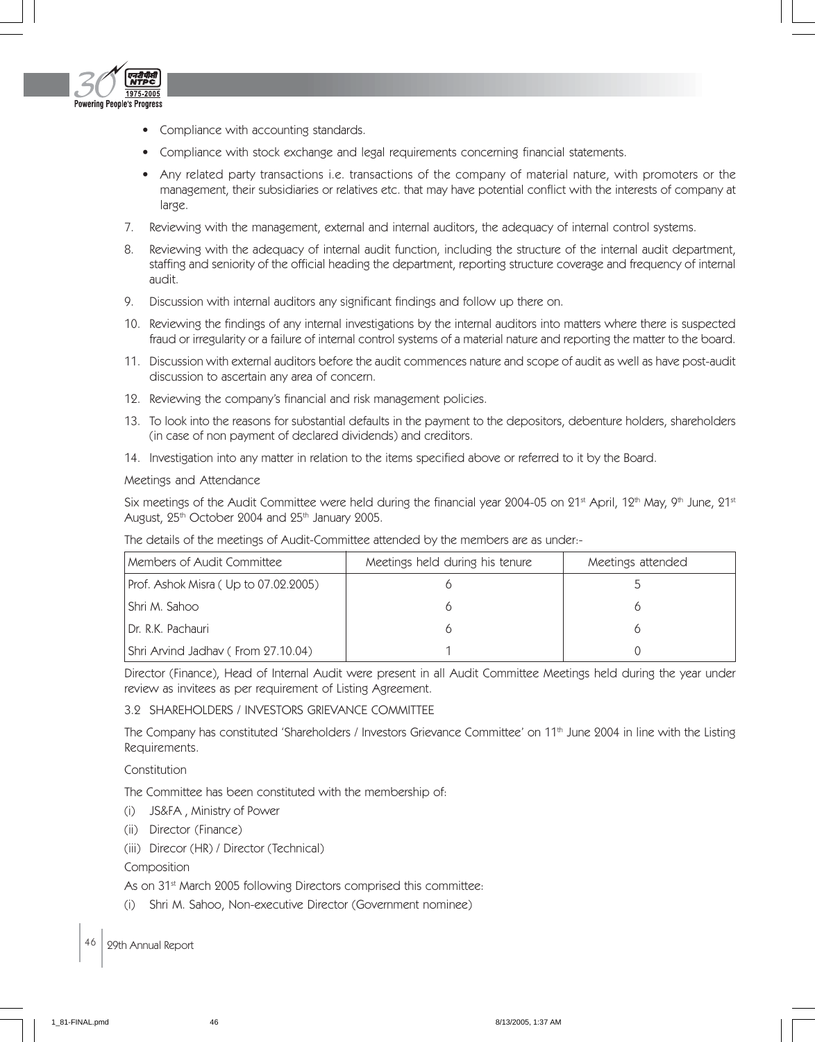- Compliance with accounting standards.
- Compliance with stock exchange and legal requirements concerning financial statements.
- Any related party transactions i.e. transactions of the company of material nature, with promoters or the management, their subsidiaries or relatives etc. that may have potential conflict with the interests of company at large.

7. Reviewing with the management, external and internal auditors, the adequacy of internal control systems.
8. Reviewing with the adequacy of internal audit function, including the structure of the internal audit department, staffing and seniority of the official heading the department, reporting structure coverage and frequency of internal audit.
9. Discussion with internal auditors any significant findings and follow up there on.
10. Reviewing the findings of any internal investigations by the internal auditors into matters where there is suspected fraud or irregularity or a failure of internal control systems of a material nature and reporting the matter to the board.
11. Discussion with external auditors before the audit commences nature and scope of audit as well as have post-audit discussion to ascertain any area of concern.
12. Reviewing the company's financial and risk management policies.
13. To look into the reasons for substantial defaults in the payment to the depositors, debenture holders, shareholders (in case of non payment of declared dividends) and creditors.
14. Investigation into any matter in relation to the items specified above or referred to it by the Board.

Meetings and Attendance

Six meetings of the Audit Committee were held during the financial year 2004-05 on 21st April, 12th May, 9th June, 21st August, 25th October 2004 and 25th January 2005.

The details of the meetings of Audit-Committee attended by the members are as under:-

| Members of Audit Committee | Meetings held during his tenure | Meetings attended |
|---|---|---|
| Prof. Ashok Misra ( Up to 07.02.2005) | 6 | 5 |
| Shri M. Sahoo | 6 | 6 |
| Dr. R.K. Pachauri | 6 | 6 |
| Shri Arvind Jadhav ( From 27.10.04) | 1 | 0 |

Director (Finance), Head of Internal Audit were present in all Audit Committee Meetings held during the year under review as invitees as per requirement of Listing Agreement.

### 3.2 SHAREHOLDERS / INVESTORS GRIEVANCE COMMITTEE

The Company has constituted 'Shareholders / Investors Grievance Committee' on 11th June 2004 in line with the Listing Requirements.

Constitution

The Committee has been constituted with the membership of:

(i) JS&FA , Ministry of Power

(ii) Director (Finance)

(iii) Direcor (HR) / Director (Technical)

Composition

As on 31st March 2005 following Directors comprised this committee:

(i) Shri M. Sahoo, Non-executive Director (Government nominee)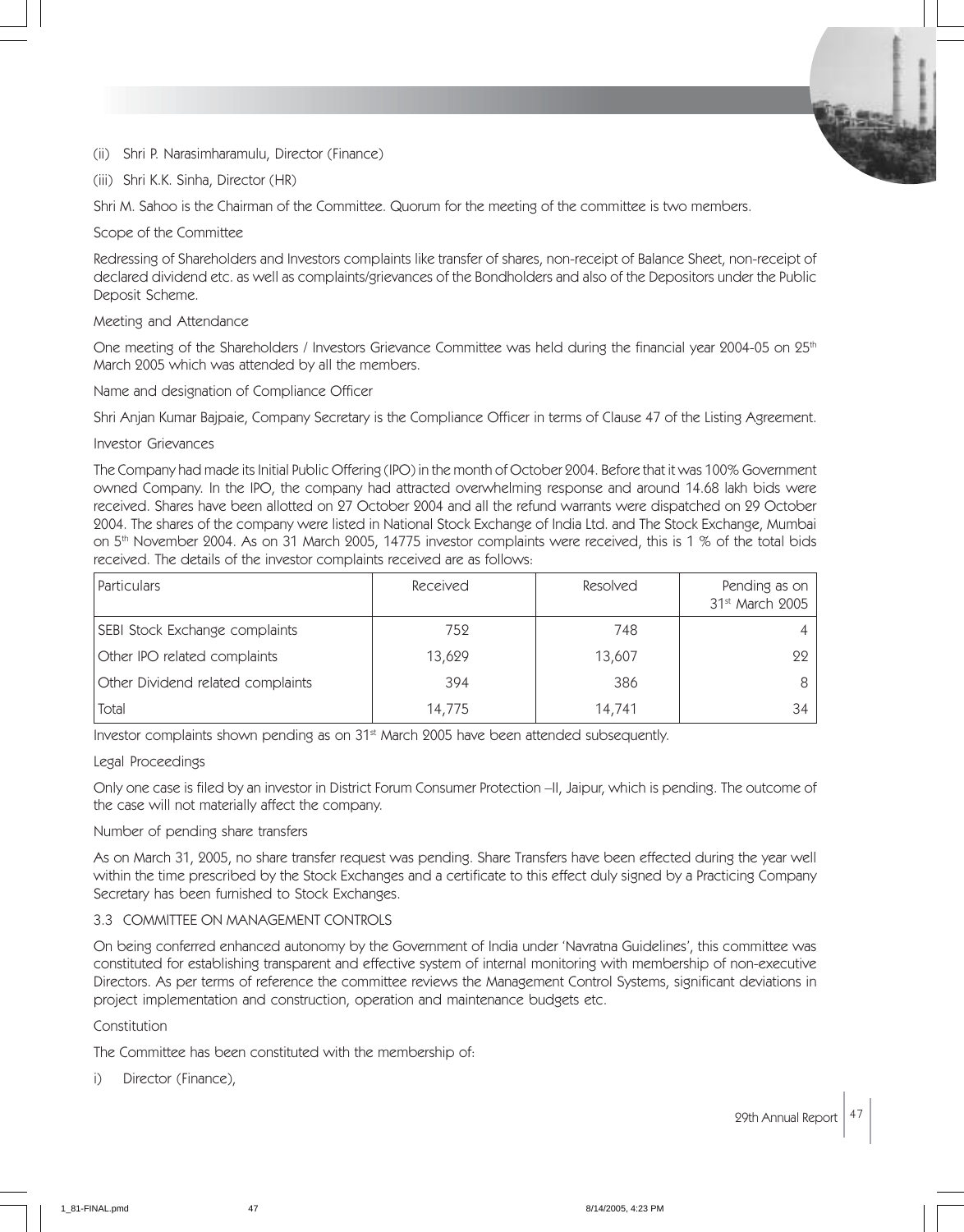(ii) Shri P. Narasimharamulu, Director (Finance)

(iii) Shri K.K. Sinha, Director (HR)

Shri M. Sahoo is the Chairman of the Committee. Quorum for the meeting of the committee is two members.

Scope of the Committee

Redressing of Shareholders and Investors complaints like transfer of shares, non-receipt of Balance Sheet, non-receipt of declared dividend etc. as well as complaints/grievances of the Bondholders and also of the Depositors under the Public Deposit Scheme.

Meeting and Attendance

One meeting of the Shareholders / Investors Grievance Committee was held during the financial year 2004-05 on 25th March 2005 which was attended by all the members.

Name and designation of Compliance Officer

Shri Anjan Kumar Bajpaie, Company Secretary is the Compliance Officer in terms of Clause 47 of the Listing Agreement.

Investor Grievances

The Company had made its Initial Public Offering (IPO) in the month of October 2004. Before that it was 100% Government owned Company. In the IPO, the company had attracted overwhelming response and around 14.68 lakh bids were received. Shares have been allotted on 27 October 2004 and all the refund warrants were dispatched on 29 October 2004. The shares of the company were listed in National Stock Exchange of India Ltd. and The Stock Exchange, Mumbai on 5th November 2004. As on 31 March 2005, 14775 investor complaints were received, this is 1 % of the total bids received. The details of the investor complaints received are as follows:

| Particulars | Received | Resolved | Pending as on 31st March 2005 |
|---|---|---|---|
| SEBI Stock Exchange complaints | 752 | 748 | 4 |
| Other IPO related complaints | 13,629 | 13,607 | 22 |
| Other Dividend related complaints | 394 | 386 | 8 |
| Total | 14,775 | 14,741 | 34 |

Investor complaints shown pending as on 31st March 2005 have been attended subsequently.

Legal Proceedings

Only one case is filed by an investor in District Forum Consumer Protection –II, Jaipur, which is pending. The outcome of the case will not materially affect the company.

Number of pending share transfers

As on March 31, 2005, no share transfer request was pending. Share Transfers have been effected during the year well within the time prescribed by the Stock Exchanges and a certificate to this effect duly signed by a Practicing Company Secretary has been furnished to Stock Exchanges.

### 3.3 COMMITTEE ON MANAGEMENT CONTROLS

On being conferred enhanced autonomy by the Government of India under 'Navratna Guidelines', this committee was constituted for establishing transparent and effective system of internal monitoring with membership of non-executive Directors. As per terms of reference the committee reviews the Management Control Systems, significant deviations in project implementation and construction, operation and maintenance budgets etc.

Constitution

The Committee has been constituted with the membership of:

i) Director (Finance),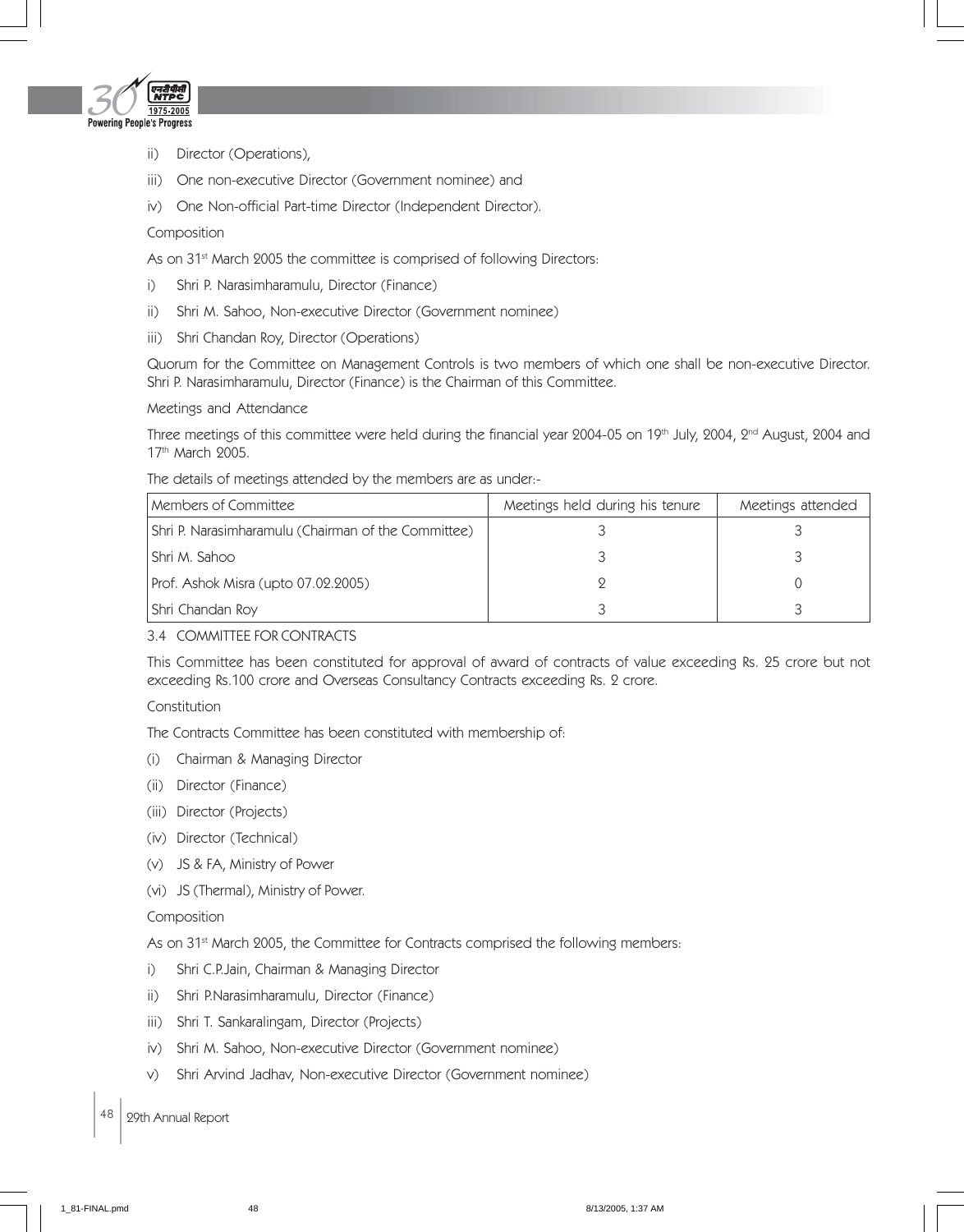ii) Director (Operations),

iii) One non-executive Director (Government nominee) and

iv) One Non-official Part-time Director (Independent Director).

Composition

As on 31st March 2005 the committee is comprised of following Directors:

i) Shri P. Narasimharamulu, Director (Finance)

ii) Shri M. Sahoo, Non-executive Director (Government nominee)

iii) Shri Chandan Roy, Director (Operations)

Quorum for the Committee on Management Controls is two members of which one shall be non-executive Director. Shri P. Narasimharamulu, Director (Finance) is the Chairman of this Committee.

Meetings and Attendance

Three meetings of this committee were held during the financial year 2004-05 on 19th July, 2004, 2nd August, 2004 and 17th March 2005.

The details of meetings attended by the members are as under:-

| Members of Committee | Meetings held during his tenure | Meetings attended |
|---|---|---|
| Shri P. Narasimharamulu (Chairman of the Committee) | 3 | 3 |
| Shri M. Sahoo | 3 | 3 |
| Prof. Ashok Misra (upto 07.02.2005) | 2 | 0 |
| Shri Chandan Roy | 3 | 3 |

### 3.4 COMMITTEE FOR CONTRACTS

This Committee has been constituted for approval of award of contracts of value exceeding Rs. 25 crore but not exceeding Rs.100 crore and Overseas Consultancy Contracts exceeding Rs. 2 crore.

Constitution

The Contracts Committee has been constituted with membership of:

(i) Chairman & Managing Director

(ii) Director (Finance)

(iii) Director (Projects)

(iv) Director (Technical)

(v) JS & FA, Ministry of Power

(vi) JS (Thermal), Ministry of Power.

Composition

As on 31st March 2005, the Committee for Contracts comprised the following members:

i) Shri C.P.Jain, Chairman & Managing Director

ii) Shri P.Narasimharamulu, Director (Finance)

iii) Shri T. Sankaralingam, Director (Projects)

iv) Shri M. Sahoo, Non-executive Director (Government nominee)

v) Shri Arvind Jadhav, Non-executive Director (Government nominee)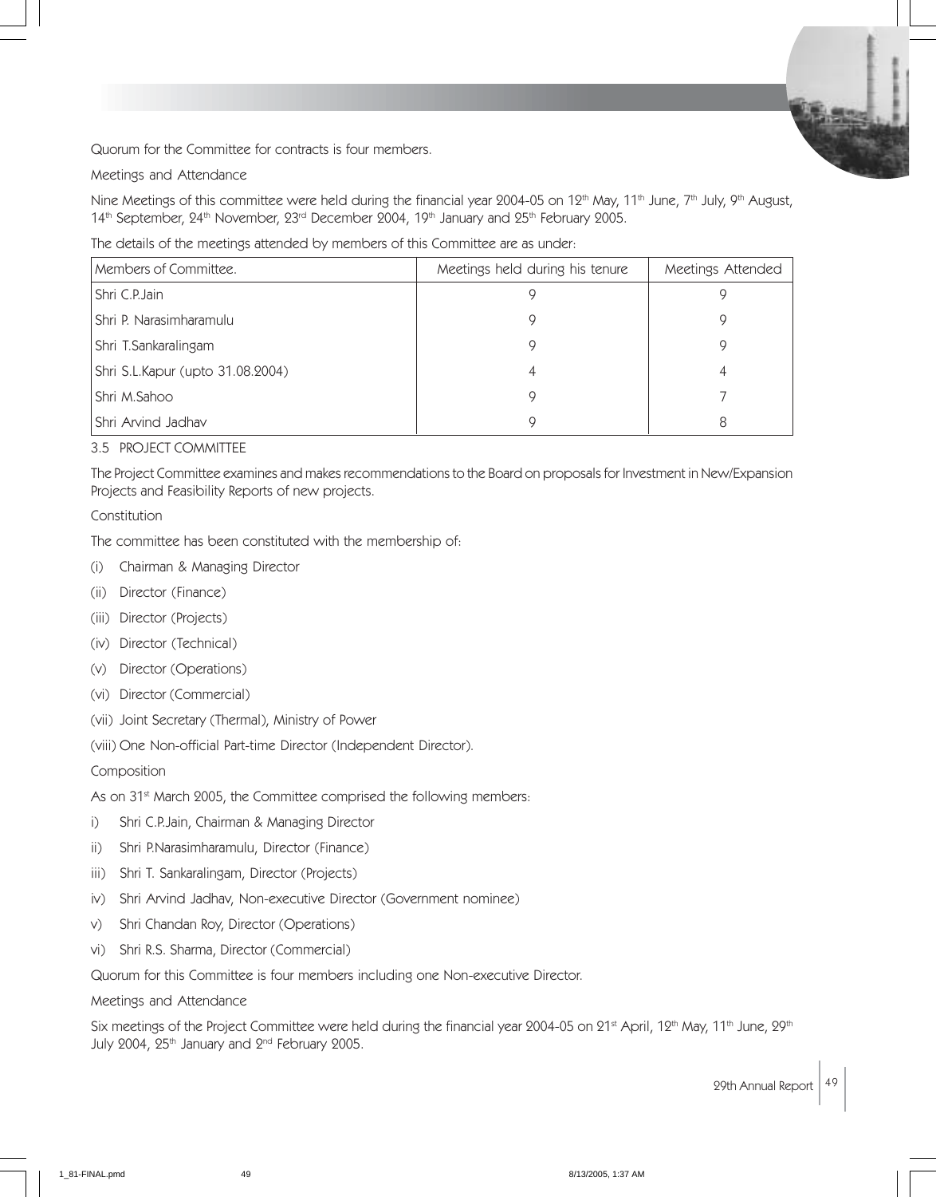Quorum for the Committee for contracts is four members.

Meetings and Attendance

Nine Meetings of this committee were held during the financial year 2004-05 on 12th May, 11th June, 7th July, 9th August, 14th September, 24th November, 23rd December 2004, 19th January and 25th February 2005.

The details of the meetings attended by members of this Committee are as under:

| Members of Committee. | Meetings held during his tenure | Meetings Attended |
|---|---|---|
| Shri C.P.Jain | 9 | 9 |
| Shri P. Narasimharamulu | 9 | 9 |
| Shri T.Sankaralingam | 9 | 9 |
| Shri S.L.Kapur (upto 31.08.2004) | 4 | 4 |
| Shri M.Sahoo | 9 | 7 |
| Shri Arvind Jadhav | 9 | 8 |

## 3.5 PROJECT COMMITTEE

The Project Committee examines and makes recommendations to the Board on proposals for Investment in New/Expansion Projects and Feasibility Reports of new projects.

Constitution

The committee has been constituted with the membership of:

(i) Chairman & Managing Director

(ii) Director (Finance)

(iii) Director (Projects)

(iv) Director (Technical)

(v) Director (Operations)

(vi) Director (Commercial)

(vii) Joint Secretary (Thermal), Ministry of Power

(viii) One Non-official Part-time Director (Independent Director).

Composition

As on 31st March 2005, the Committee comprised the following members:

i) Shri C.P.Jain, Chairman & Managing Director

ii) Shri P.Narasimharamulu, Director (Finance)

iii) Shri T. Sankaralingam, Director (Projects)

iv) Shri Arvind Jadhav, Non-executive Director (Government nominee)

v) Shri Chandan Roy, Director (Operations)

vi) Shri R.S. Sharma, Director (Commercial)

Quorum for this Committee is four members including one Non-executive Director.

Meetings and Attendance

Six meetings of the Project Committee were held during the financial year 2004-05 on 21st April, 12th May, 11th June, 29th July 2004, 25th January and 2nd February 2005.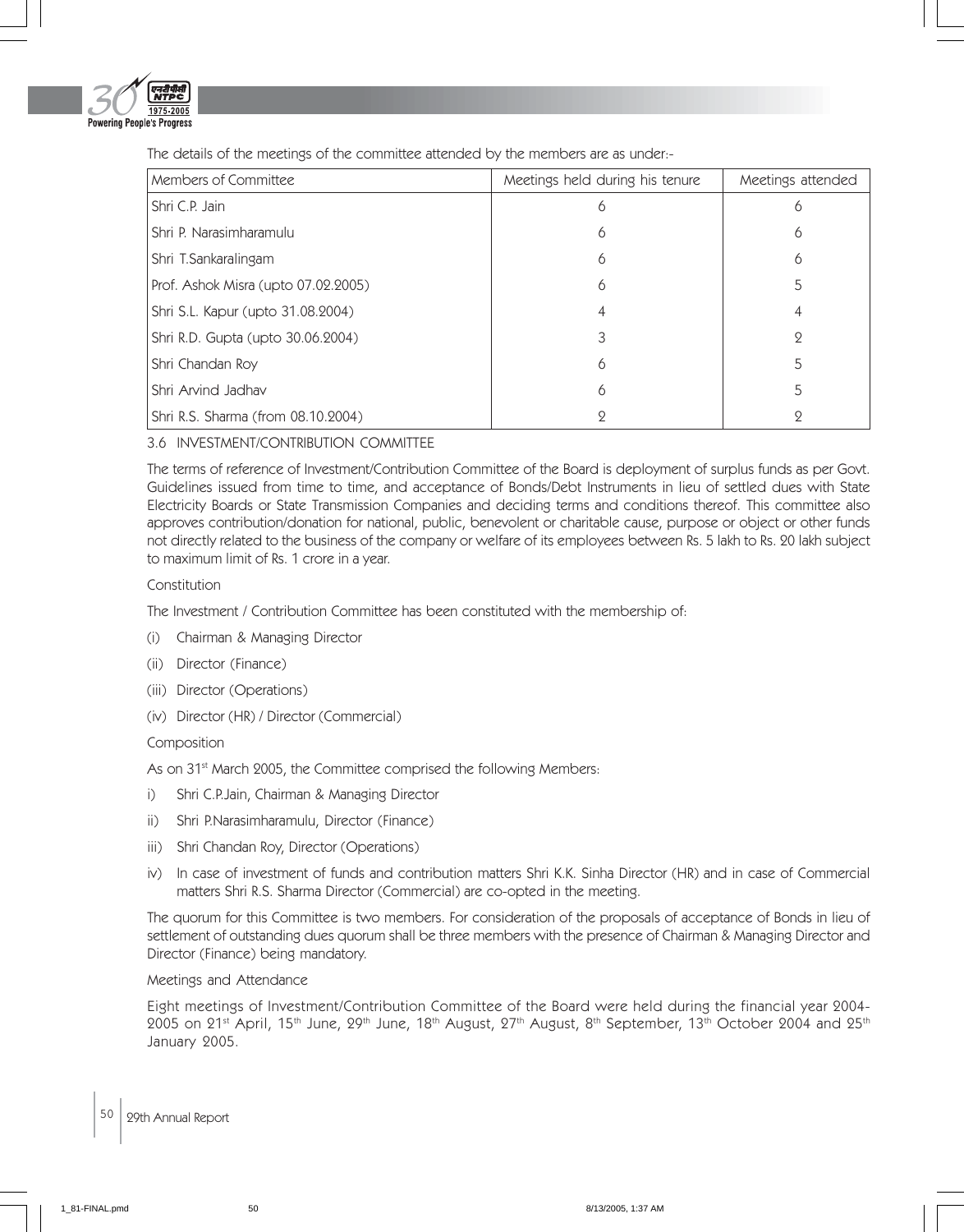The details of the meetings of the committee attended by the members are as under:-

| Members of Committee | Meetings held during his tenure | Meetings attended |
|---|---|---|
| Shri C.P. Jain | 6 | 6 |
| Shri P. Narasimharamulu | 6 | 6 |
| Shri T.Sankaralingam | 6 | 6 |
| Prof. Ashok Misra (upto 07.02.2005) | 6 | 5 |
| Shri S.L. Kapur (upto 31.08.2004) | 4 | 4 |
| Shri R.D. Gupta (upto 30.06.2004) | 3 | 2 |
| Shri Chandan Roy | 6 | 5 |
| Shri Arvind Jadhav | 6 | 5 |
| Shri R.S. Sharma (from 08.10.2004) | 2 | 2 |

### 3.6 INVESTMENT/CONTRIBUTION COMMITTEE

The terms of reference of Investment/Contribution Committee of the Board is deployment of surplus funds as per Govt. Guidelines issued from time to time, and acceptance of Bonds/Debt Instruments in lieu of settled dues with State Electricity Boards or State Transmission Companies and deciding terms and conditions thereof. This committee also approves contribution/donation for national, public, benevolent or charitable cause, purpose or object or other funds not directly related to the business of the company or welfare of its employees between Rs. 5 lakh to Rs. 20 lakh subject to maximum limit of Rs. 1 crore in a year.

Constitution

The Investment / Contribution Committee has been constituted with the membership of:

(i) Chairman & Managing Director

(ii) Director (Finance)

(iii) Director (Operations)

(iv) Director (HR) / Director (Commercial)

Composition

As on 31st March 2005, the Committee comprised the following Members:

i) Shri C.P.Jain, Chairman & Managing Director

ii) Shri P.Narasimharamulu, Director (Finance)

iii) Shri Chandan Roy, Director (Operations)

iv) In case of investment of funds and contribution matters Shri K.K. Sinha Director (HR) and in case of Commercial matters Shri R.S. Sharma Director (Commercial) are co-opted in the meeting.

The quorum for this Committee is two members. For consideration of the proposals of acceptance of Bonds in lieu of settlement of outstanding dues quorum shall be three members with the presence of Chairman & Managing Director and Director (Finance) being mandatory.

Meetings and Attendance

Eight meetings of Investment/Contribution Committee of the Board were held during the financial year 2004-2005 on 21st April, 15th June, 29th June, 18th August, 27th August, 8th September, 13th October 2004 and 25th January 2005.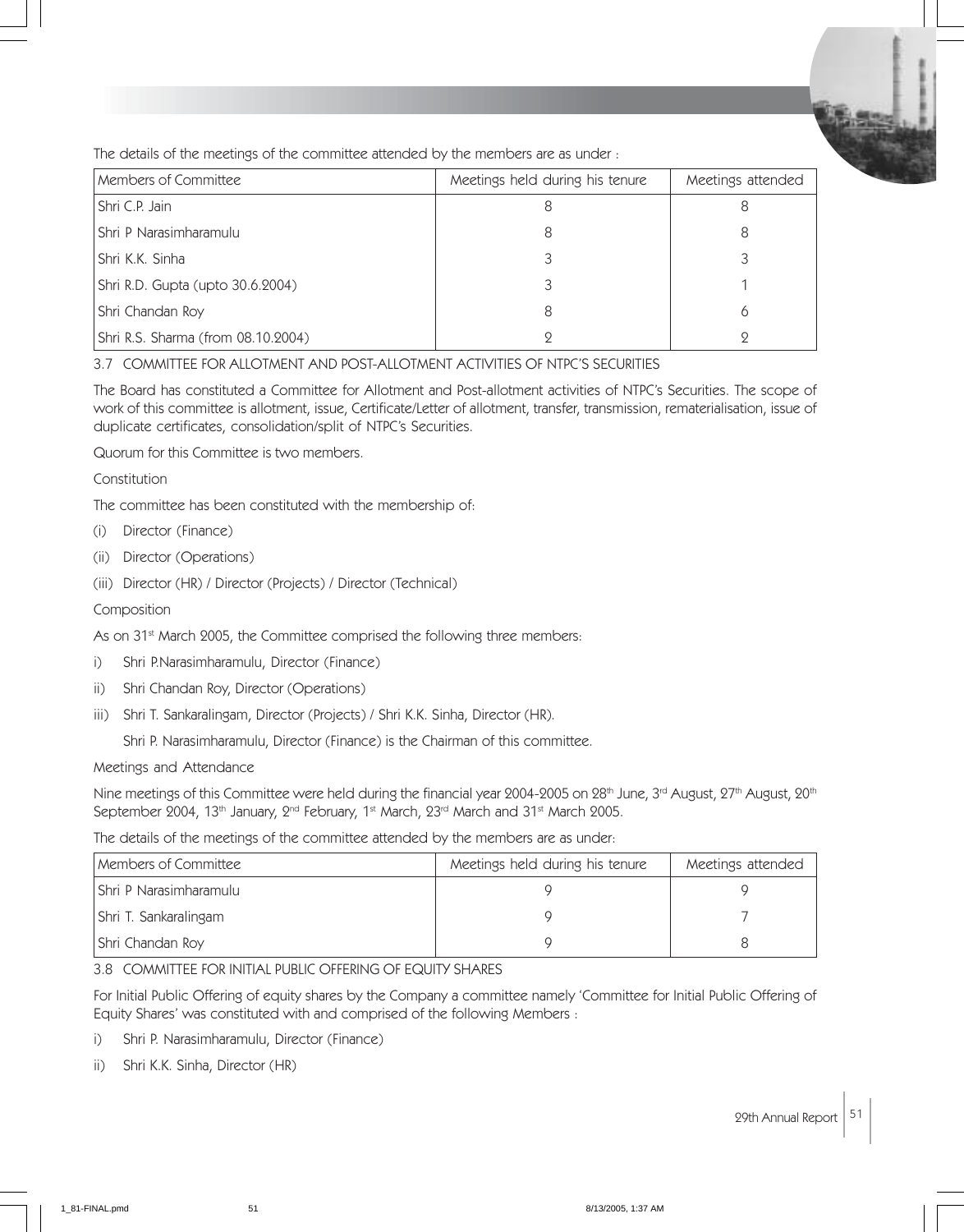The details of the meetings of the committee attended by the members are as under :

| Members of Committee | Meetings held during his tenure | Meetings attended |
|---|---|---|
| Shri C.P. Jain | 8 | 8 |
| Shri P Narasimharamulu | 8 | 8 |
| Shri K.K. Sinha | 3 | 3 |
| Shri R.D. Gupta (upto 30.6.2004) | 3 | 1 |
| Shri Chandan Roy | 8 | 6 |
| Shri R.S. Sharma (from 08.10.2004) | 2 | 2 |

### 3.7 COMMITTEE FOR ALLOTMENT AND POST-ALLOTMENT ACTIVITIES OF NTPC'S SECURITIES

The Board has constituted a Committee for Allotment and Post-allotment activities of NTPC's Securities. The scope of work of this committee is allotment, issue, Certificate/Letter of allotment, transfer, transmission, rematerialisation, issue of duplicate certificates, consolidation/split of NTPC's Securities.

Quorum for this Committee is two members.

Constitution

The committee has been constituted with the membership of:

(i) Director (Finance)

(ii) Director (Operations)

(iii) Director (HR) / Director (Projects) / Director (Technical)

Composition

As on 31st March 2005, the Committee comprised the following three members:

i) Shri P.Narasimharamulu, Director (Finance)

ii) Shri Chandan Roy, Director (Operations)

iii) Shri T. Sankaralingam, Director (Projects) / Shri K.K. Sinha, Director (HR).

Shri P. Narasimharamulu, Director (Finance) is the Chairman of this committee.

Meetings and Attendance

Nine meetings of this Committee were held during the financial year 2004-2005 on 28th June, 3rd August, 27th August, 20th September 2004, 13th January, 2nd February, 1st March, 23rd March and 31st March 2005.

The details of the meetings of the committee attended by the members are as under:

| Members of Committee | Meetings held during his tenure | Meetings attended |
|---|---|---|
| Shri P Narasimharamulu | 9 | 9 |
| Shri T. Sankaralingam | 9 | 7 |
| Shri Chandan Roy | 9 | 8 |

### 3.8 COMMITTEE FOR INITIAL PUBLIC OFFERING OF EQUITY SHARES

For Initial Public Offering of equity shares by the Company a committee namely 'Committee for Initial Public Offering of Equity Shares' was constituted with and comprised of the following Members :

i) Shri P. Narasimharamulu, Director (Finance)

ii) Shri K.K. Sinha, Director (HR)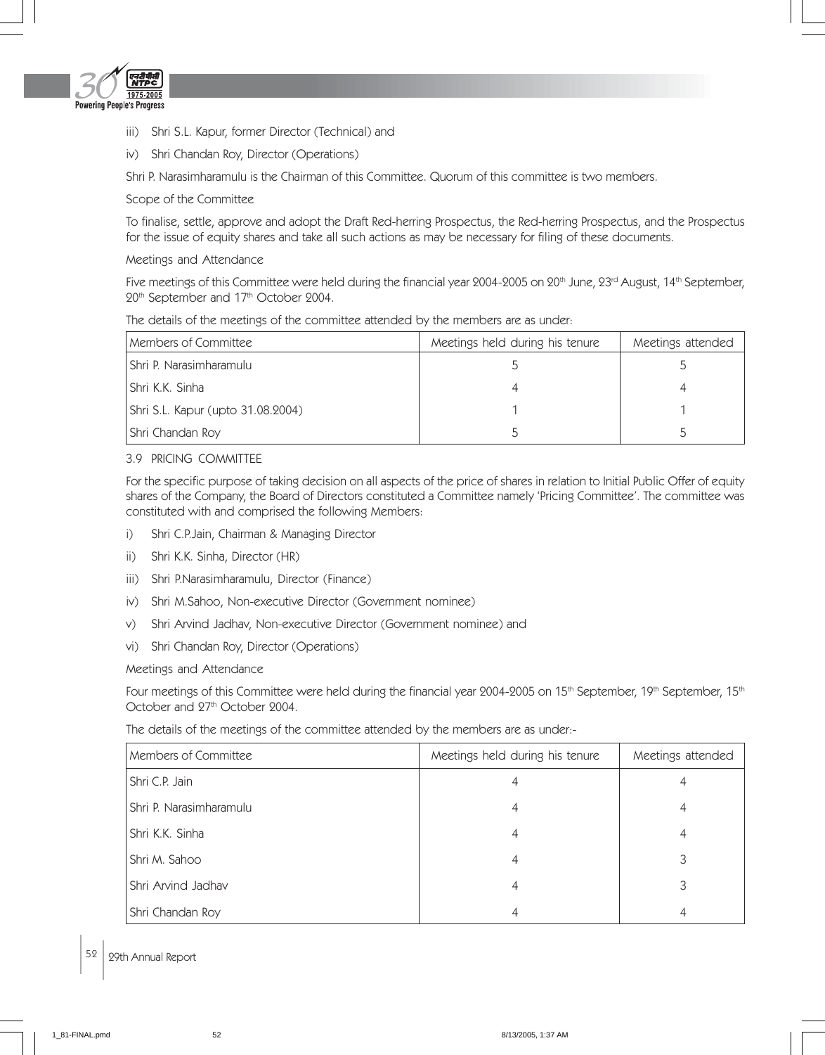iii) Shri S.L. Kapur, former Director (Technical) and

iv) Shri Chandan Roy, Director (Operations)

Shri P. Narasimharamulu is the Chairman of this Committee. Quorum of this committee is two members.

Scope of the Committee

To finalise, settle, approve and adopt the Draft Red-herring Prospectus, the Red-herring Prospectus, and the Prospectus for the issue of equity shares and take all such actions as may be necessary for filing of these documents.

Meetings and Attendance

Five meetings of this Committee were held during the financial year 2004-2005 on 20th June, 23rd August, 14th September, 20th September and 17th October 2004.

The details of the meetings of the committee attended by the members are as under:

| Members of Committee | Meetings held during his tenure | Meetings attended |
|---|---|---|
| Shri P. Narasimharamulu | 5 | 5 |
| Shri K.K. Sinha | 4 | 4 |
| Shri S.L. Kapur (upto 31.08.2004) | 1 | 1 |
| Shri Chandan Roy | 5 | 5 |

3.9 PRICING COMMITTEE

For the specific purpose of taking decision on all aspects of the price of shares in relation to Initial Public Offer of equity shares of the Company, the Board of Directors constituted a Committee namely 'Pricing Committee'. The committee was constituted with and comprised the following Members:

i) Shri C.P.Jain, Chairman & Managing Director

ii) Shri K.K. Sinha, Director (HR)

iii) Shri P.Narasimharamulu, Director (Finance)

iv) Shri M.Sahoo, Non-executive Director (Government nominee)

v) Shri Arvind Jadhav, Non-executive Director (Government nominee) and

vi) Shri Chandan Roy, Director (Operations)

Meetings and Attendance

Four meetings of this Committee were held during the financial year 2004-2005 on 15th September, 19th September, 15th October and 27th October 2004.

The details of the meetings of the committee attended by the members are as under:-

| Members of Committee | Meetings held during his tenure | Meetings attended |
|---|---|---|
| Shri C.P. Jain | 4 | 4 |
| Shri P. Narasimharamulu | 4 | 4 |
| Shri K.K. Sinha | 4 | 4 |
| Shri M. Sahoo | 4 | 3 |
| Shri Arvind Jadhav | 4 | 3 |
| Shri Chandan Roy | 4 | 4 |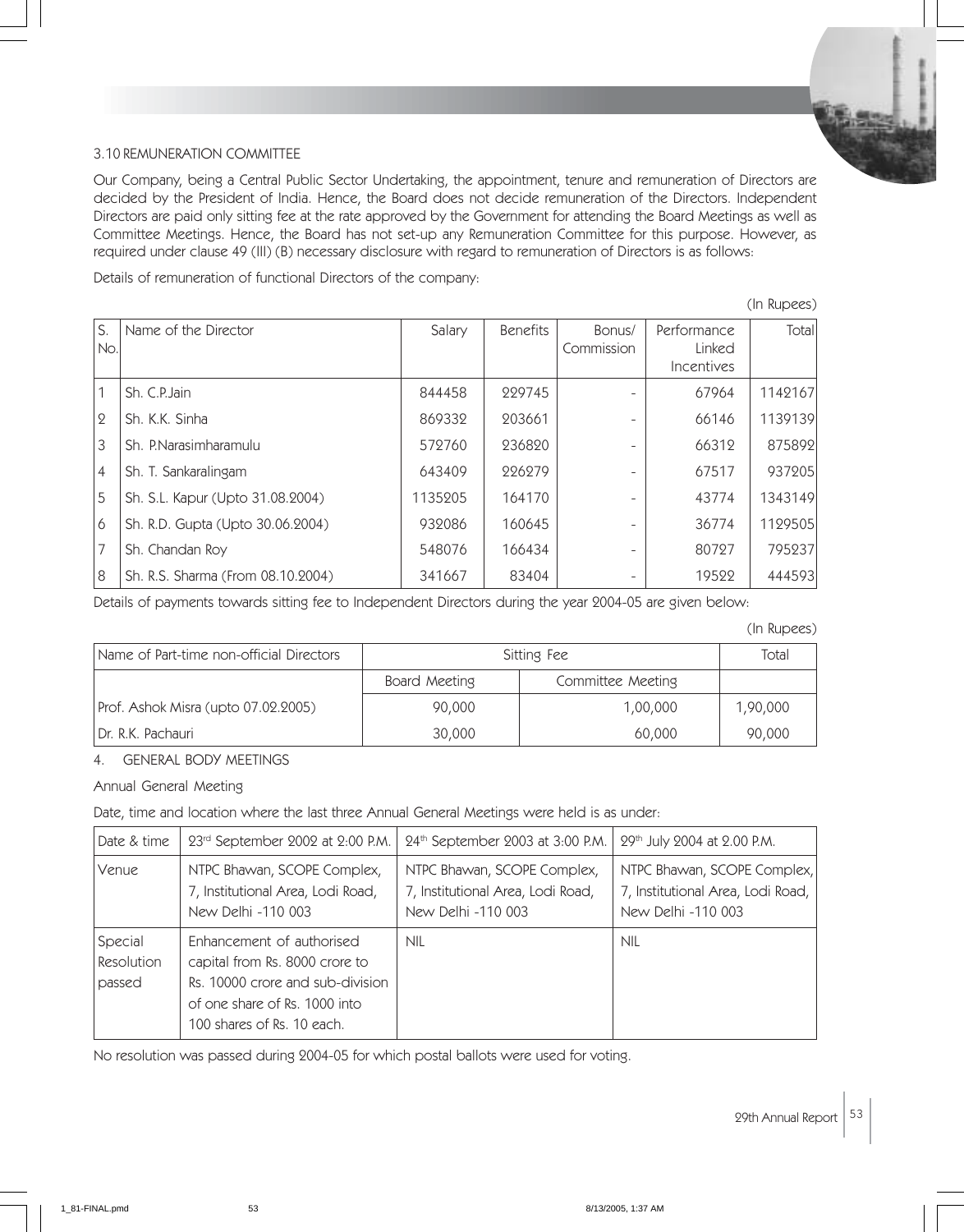### 3.10 REMUNERATION COMMITTEE

Our Company, being a Central Public Sector Undertaking, the appointment, tenure and remuneration of Directors are decided by the President of India. Hence, the Board does not decide remuneration of the Directors. Independent Directors are paid only sitting fee at the rate approved by the Government for attending the Board Meetings as well as Committee Meetings. Hence, the Board has not set-up any Remuneration Committee for this purpose. However, as required under clause 49 (III) (B) necessary disclosure with regard to remuneration of Directors is as follows:

Details of remuneration of functional Directors of the company:

(In Rupees)

| S. No. | Name of the Director | Salary | Benefits | Bonus/ Commission | Performance Linked Incentives | Total |
|---|---|---|---|---|---|---|
| 1 | Sh. C.P.Jain | 844458 | 229745 | - | 67964 | 1142167 |
| 2 | Sh. K.K. Sinha | 869332 | 203661 | - | 66146 | 1139139 |
| 3 | Sh. P.Narasimharamulu | 572760 | 236820 | - | 66312 | 875892 |
| 4 | Sh. T. Sankaralingam | 643409 | 226279 | - | 67517 | 937205 |
| 5 | Sh. S.L. Kapur (Upto 31.08.2004) | 1135205 | 164170 | - | 43774 | 1343149 |
| 6 | Sh. R.D. Gupta (Upto 30.06.2004) | 932086 | 160645 | - | 36774 | 1129505 |
| 7 | Sh. Chandan Roy | 548076 | 166434 | - | 80727 | 795237 |
| 8 | Sh. R.S. Sharma (From 08.10.2004) | 341667 | 83404 | - | 19522 | 444593 |

Details of payments towards sitting fee to Independent Directors during the year 2004-05 are given below:

(In Rupees)

| Name of Part-time non-official Directors | Sitting Fee | | Total |
|---|---|---|---|
| | Board Meeting | Committee Meeting | |
| Prof. Ashok Misra (upto 07.02.2005) | 90,000 | 1,00,000 | 1,90,000 |
| Dr. R.K. Pachauri | 30,000 | 60,000 | 90,000 |

## 4. GENERAL BODY MEETINGS

Annual General Meeting

Date, time and location where the last three Annual General Meetings were held is as under:

| Date & time | 23rd September 2002 at 2:00 P.M. | 24th September 2003 at 3:00 P.M. | 29th July 2004 at 2.00 P.M. |
|---|---|---|---|
| Venue | NTPC Bhawan, SCOPE Complex, 7, Institutional Area, Lodi Road, New Delhi -110 003 | NTPC Bhawan, SCOPE Complex, 7, Institutional Area, Lodi Road, New Delhi -110 003 | NTPC Bhawan, SCOPE Complex, 7, Institutional Area, Lodi Road, New Delhi -110 003 |
| Special Resolution passed | Enhancement of authorised capital from Rs. 8000 crore to Rs. 10000 crore and sub-division of one share of Rs. 1000 into 100 shares of Rs. 10 each. | NIL | NIL |

No resolution was passed during 2004-05 for which postal ballots were used for voting.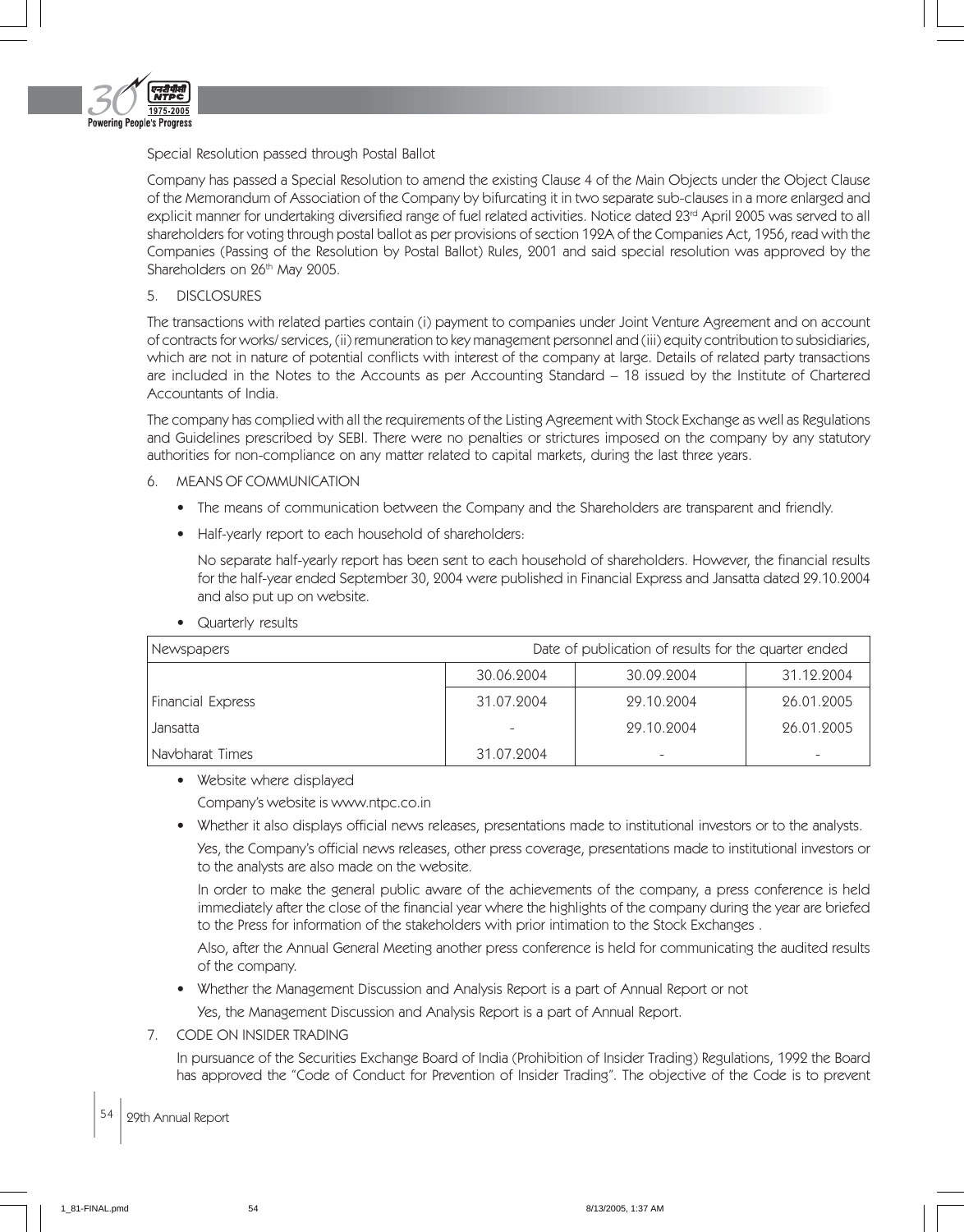Special Resolution passed through Postal Ballot

Company has passed a Special Resolution to amend the existing Clause 4 of the Main Objects under the Object Clause of the Memorandum of Association of the Company by bifurcating it in two separate sub-clauses in a more enlarged and explicit manner for undertaking diversified range of fuel related activities. Notice dated 23rd April 2005 was served to all shareholders for voting through postal ballot as per provisions of section 192A of the Companies Act, 1956, read with the Companies (Passing of the Resolution by Postal Ballot) Rules, 2001 and said special resolution was approved by the Shareholders on 26th May 2005.

5. DISCLOSURES

The transactions with related parties contain (i) payment to companies under Joint Venture Agreement and on account of contracts for works/ services, (ii) remuneration to key management personnel and (iii) equity contribution to subsidiaries, which are not in nature of potential conflicts with interest of the company at large. Details of related party transactions are included in the Notes to the Accounts as per Accounting Standard – 18 issued by the Institute of Chartered Accountants of India.

The company has complied with all the requirements of the Listing Agreement with Stock Exchange as well as Regulations and Guidelines prescribed by SEBI. There were no penalties or strictures imposed on the company by any statutory authorities for non-compliance on any matter related to capital markets, during the last three years.

6. MEANS OF COMMUNICATION

- The means of communication between the Company and the Shareholders are transparent and friendly.
- Half-yearly report to each household of shareholders:

  No separate half-yearly report has been sent to each household of shareholders. However, the financial results for the half-year ended September 30, 2004 were published in Financial Express and Jansatta dated 29.10.2004 and also put up on website.

- Quarterly results

| Newspapers | Date of publication of results for the quarter ended | | |
|---|---|---|---|
| | 30.06.2004 | 30.09.2004 | 31.12.2004 |
| Financial Express | 31.07.2004 | 29.10.2004 | 26.01.2005 |
| Jansatta | - | 29.10.2004 | 26.01.2005 |
| Navbharat Times | 31.07.2004 | - | - |

- Website where displayed

  Company's website is www.ntpc.co.in

- Whether it also displays official news releases, presentations made to institutional investors or to the analysts.

  Yes, the Company's official news releases, other press coverage, presentations made to institutional investors or to the analysts are also made on the website.

  In order to make the general public aware of the achievements of the company, a press conference is held immediately after the close of the financial year where the highlights of the company during the year are briefed to the Press for information of the stakeholders with prior intimation to the Stock Exchanges .

  Also, after the Annual General Meeting another press conference is held for communicating the audited results of the company.

- Whether the Management Discussion and Analysis Report is a part of Annual Report or not

  Yes, the Management Discussion and Analysis Report is a part of Annual Report.

7. CODE ON INSIDER TRADING

In pursuance of the Securities Exchange Board of India (Prohibition of Insider Trading) Regulations, 1992 the Board has approved the "Code of Conduct for Prevention of Insider Trading". The objective of the Code is to prevent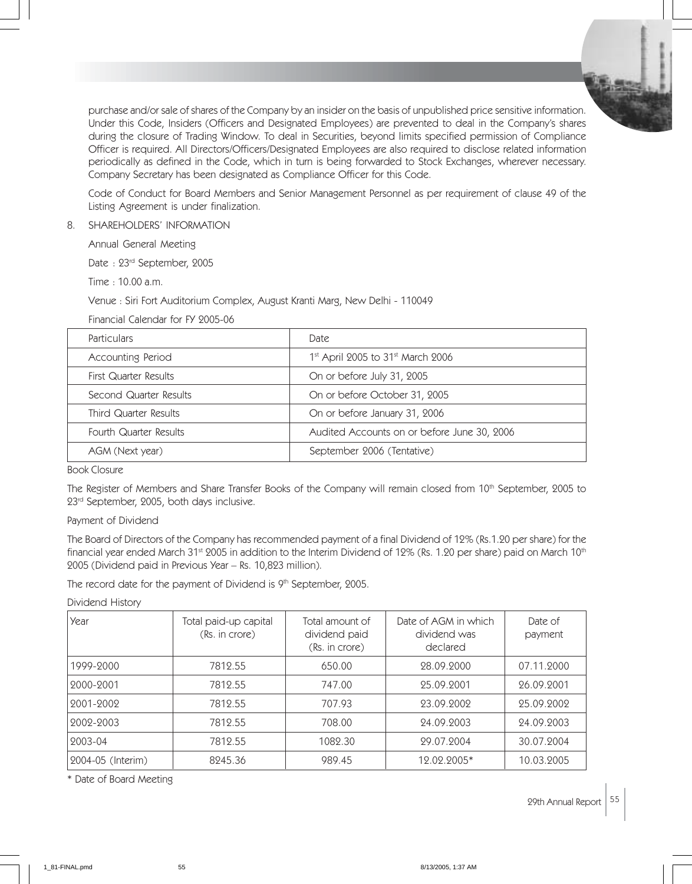purchase and/or sale of shares of the Company by an insider on the basis of unpublished price sensitive information. Under this Code, Insiders (Officers and Designated Employees) are prevented to deal in the Company's shares during the closure of Trading Window. To deal in Securities, beyond limits specified permission of Compliance Officer is required. All Directors/Officers/Designated Employees are also required to disclose related information periodically as defined in the Code, which in turn is being forwarded to Stock Exchanges, wherever necessary. Company Secretary has been designated as Compliance Officer for this Code.

Code of Conduct for Board Members and Senior Management Personnel as per requirement of clause 49 of the Listing Agreement is under finalization.

8. SHAREHOLDERS' INFORMATION

Annual General Meeting

Date : 23rd September, 2005

Time : 10.00 a.m.

Venue : Siri Fort Auditorium Complex, August Kranti Marg, New Delhi - 110049

Financial Calendar for FY 2005-06

| Particulars | Date |
|---|---|
| Accounting Period | 1st April 2005 to 31st March 2006 |
| First Quarter Results | On or before July 31, 2005 |
| Second Quarter Results | On or before October 31, 2005 |
| Third Quarter Results | On or before January 31, 2006 |
| Fourth Quarter Results | Audited Accounts on or before June 30, 2006 |
| AGM (Next year) | September 2006 (Tentative) |

Book Closure

The Register of Members and Share Transfer Books of the Company will remain closed from 10th September, 2005 to 23rd September, 2005, both days inclusive.

Payment of Dividend

The Board of Directors of the Company has recommended payment of a final Dividend of 12% (Rs.1.20 per share) for the financial year ended March 31st 2005 in addition to the Interim Dividend of 12% (Rs. 1.20 per share) paid on March 10th 2005 (Dividend paid in Previous Year – Rs. 10,823 million).

The record date for the payment of Dividend is 9th September, 2005.

Dividend History

| Year | Total paid-up capital (Rs. in crore) | Total amount of dividend paid (Rs. in crore) | Date of AGM in which dividend was declared | Date of payment |
|---|---|---|---|---|
| 1999-2000 | 7812.55 | 650.00 | 28.09.2000 | 07.11.2000 |
| 2000-2001 | 7812.55 | 747.00 | 25.09.2001 | 26.09.2001 |
| 2001-2002 | 7812.55 | 707.93 | 23.09.2002 | 25.09.2002 |
| 2002-2003 | 7812.55 | 708.00 | 24.09.2003 | 24.09.2003 |
| 2003-04 | 7812.55 | 1082.30 | 29.07.2004 | 30.07.2004 |
| 2004-05 (Interim) | 8245.36 | 989.45 | 12.02.2005* | 10.03.2005 |

\* Date of Board Meeting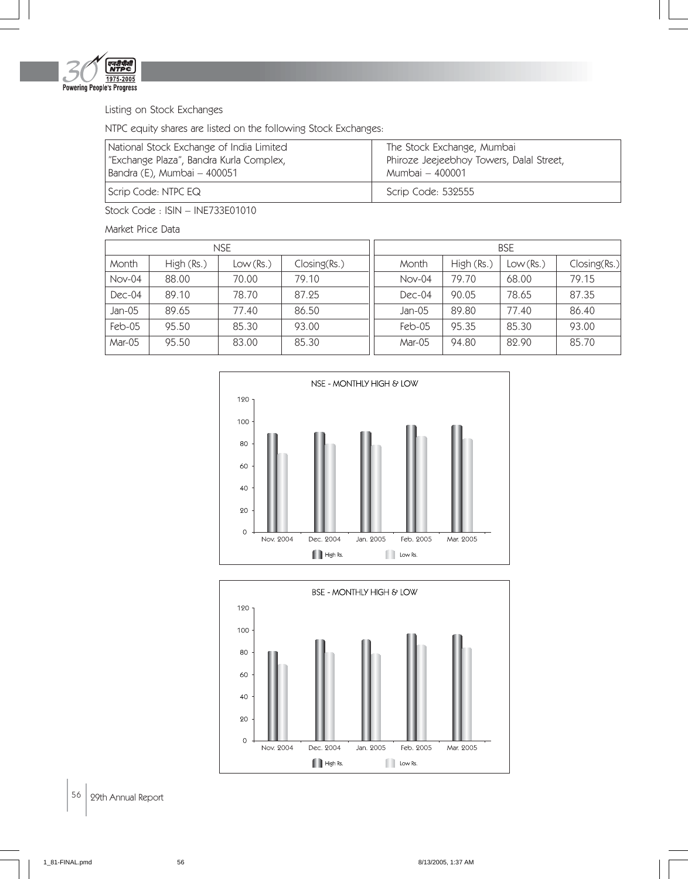Listing on Stock Exchanges

NTPC equity shares are listed on the following Stock Exchanges:

| National Stock Exchange of India Limited "Exchange Plaza", Bandra Kurla Complex, Bandra (E), Mumbai – 400051 | The Stock Exchange, Mumbai Phiroze Jeejeebhoy Towers, Dalal Street, Mumbai – 400001 |
|---|---|
| Scrip Code: NTPC EQ | Scrip Code: 532555 |

Stock Code : ISIN – INE733E01010

Market Price Data

| NSE | | | | BSE | | | |
|---|---|---|---|---|---|---|---|
| Month | High (Rs.) | Low (Rs.) | Closing(Rs.) | Month | High (Rs.) | Low (Rs.) | Closing(Rs.) |
| Nov-04 | 88.00 | 70.00 | 79.10 | Nov-04 | 79.70 | 68.00 | 79.15 |
| Dec-04 | 89.10 | 78.70 | 87.25 | Dec-04 | 90.05 | 78.65 | 87.35 |
| Jan-05 | 89.65 | 77.40 | 86.50 | Jan-05 | 89.80 | 77.40 | 86.40 |
| Feb-05 | 95.50 | 85.30 | 93.00 | Feb-05 | 95.35 | 85.30 | 93.00 |
| Mar-05 | 95.50 | 83.00 | 85.30 | Mar-05 | 94.80 | 82.90 | 85.70 |

NSE - MONTHLY HIGH & LOW

BSE - MONTHLY HIGH & LOW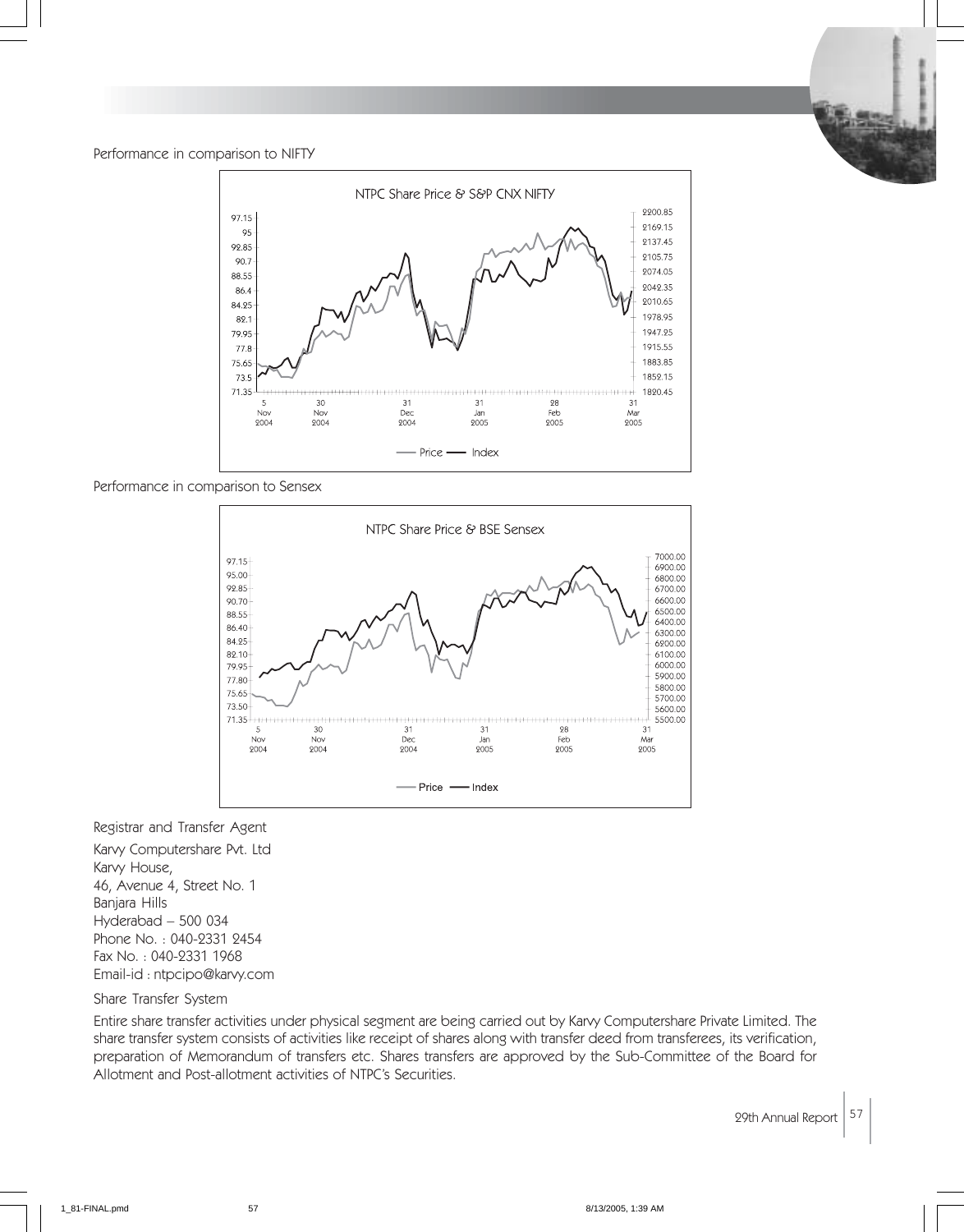Performance in comparison to NIFTY

NTPC Share Price & S&P CNX NIFTY

Performance in comparison to Sensex

NTPC Share Price & BSE Sensex

Registrar and Transfer Agent

Karvy Computershare Pvt. Ltd
Karvy House,
46, Avenue 4, Street No. 1
Banjara Hills
Hyderabad – 500 034
Phone No. : 040-2331 2454
Fax No. : 040-2331 1968
Email-id : ntpcipo@karvy.com

Share Transfer System

Entire share transfer activities under physical segment are being carried out by Karvy Computershare Private Limited. The share transfer system consists of activities like receipt of shares along with transfer deed from transferees, its verification, preparation of Memorandum of transfers etc. Shares transfers are approved by the Sub-Committee of the Board for Allotment and Post-allotment activities of NTPC's Securities.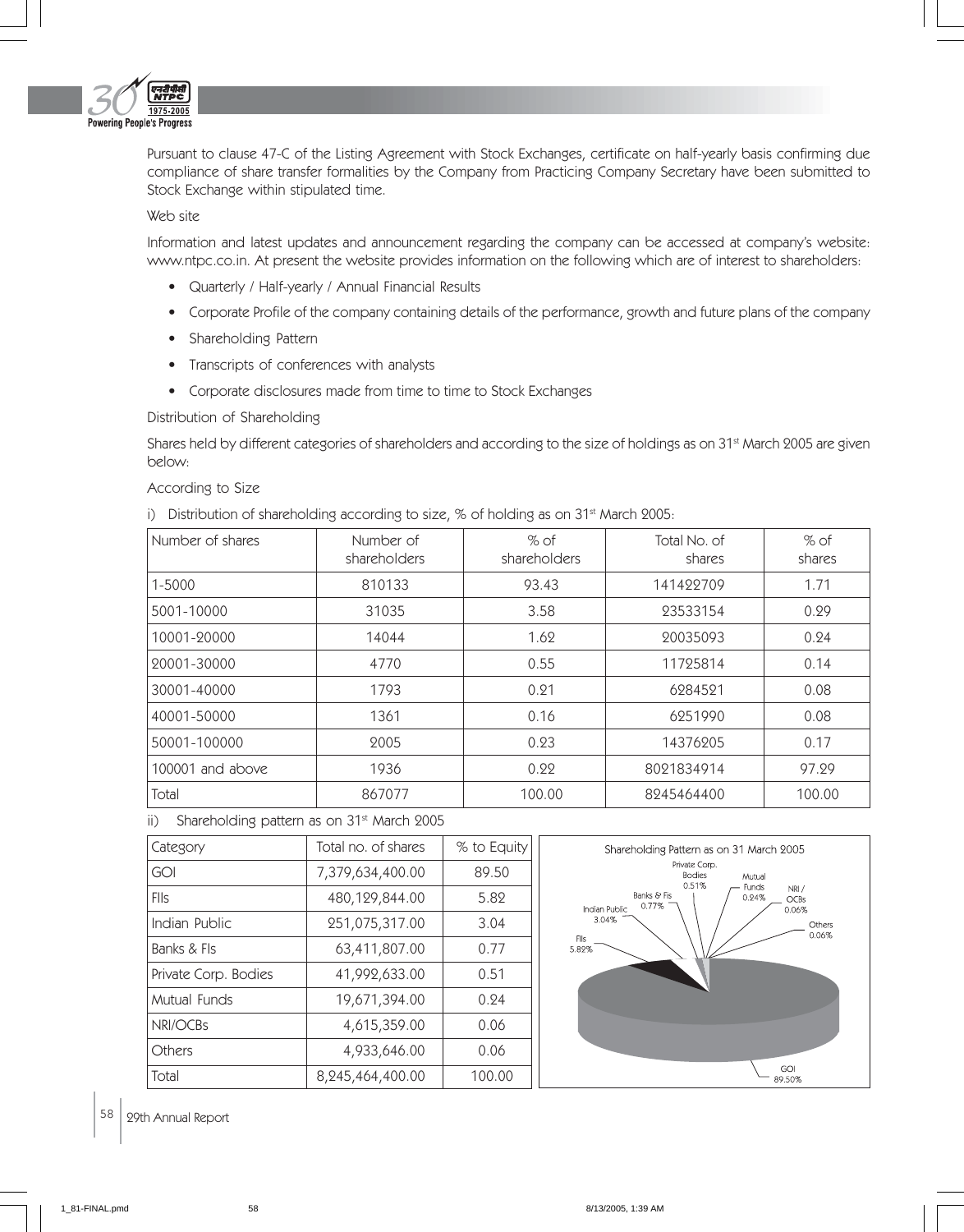Pursuant to clause 47-C of the Listing Agreement with Stock Exchanges, certificate on half-yearly basis confirming due compliance of share transfer formalities by the Company from Practicing Company Secretary have been submitted to Stock Exchange within stipulated time.

Web site

Information and latest updates and announcement regarding the company can be accessed at company's website: www.ntpc.co.in. At present the website provides information on the following which are of interest to shareholders:

- Quarterly / Half-yearly / Annual Financial Results
- Corporate Profile of the company containing details of the performance, growth and future plans of the company
- Shareholding Pattern
- Transcripts of conferences with analysts
- Corporate disclosures made from time to time to Stock Exchanges

Distribution of Shareholding

Shares held by different categories of shareholders and according to the size of holdings as on 31st March 2005 are given below:

According to Size

i) Distribution of shareholding according to size, % of holding as on 31st March 2005:

| Number of shares | Number of shareholders | % of shareholders | Total No. of shares | % of shares |
|---|---|---|---|---|
| 1-5000 | 810133 | 93.43 | 141422709 | 1.71 |
| 5001-10000 | 31035 | 3.58 | 23533154 | 0.29 |
| 10001-20000 | 14044 | 1.62 | 20035093 | 0.24 |
| 20001-30000 | 4770 | 0.55 | 11725814 | 0.14 |
| 30001-40000 | 1793 | 0.21 | 6284521 | 0.08 |
| 40001-50000 | 1361 | 0.16 | 6251990 | 0.08 |
| 50001-100000 | 2005 | 0.23 | 14376205 | 0.17 |
| 100001 and above | 1936 | 0.22 | 8021834914 | 97.29 |
| Total | 867077 | 100.00 | 8245464400 | 100.00 |

ii) Shareholding pattern as on 31st March 2005

| Category | Total no. of shares | % to Equity |
|---|---|---|
| GOI | 7,379,634,400.00 | 89.50 |
| FIIs | 480,129,844.00 | 5.82 |
| Indian Public | 251,075,317.00 | 3.04 |
| Banks & FIs | 63,411,807.00 | 0.77 |
| Private Corp. Bodies | 41,992,633.00 | 0.51 |
| Mutual Funds | 19,671,394.00 | 0.24 |
| NRI/OCBs | 4,615,359.00 | 0.06 |
| Others | 4,933,646.00 | 0.06 |
| Total | 8,245,464,400.00 | 100.00 |

Shareholding Pattern as on 31 March 2005

Private Corp. Bodies 0.51%, Mutual Funds 0.24%, NRI / OCBs 0.06%, Others 0.06%, Banks & FIs 0.77%, Indian Public 3.04%, FIIs 5.82%, GOI 89.50%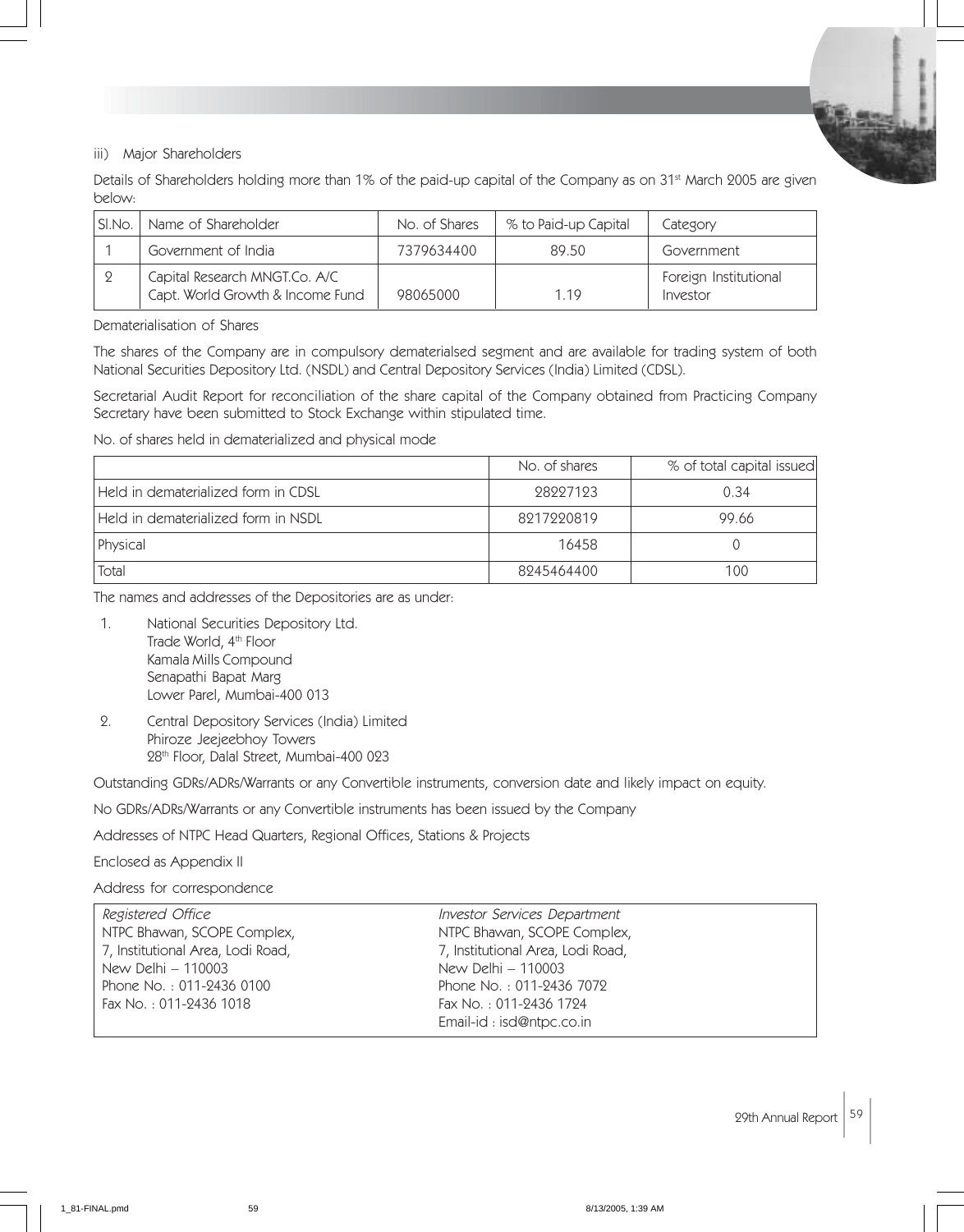iii) Major Shareholders

Details of Shareholders holding more than 1% of the paid-up capital of the Company as on 31st March 2005 are given below:

| Sl.No. | Name of Shareholder | No. of Shares | % to Paid-up Capital | Category |
|---|---|---|---|---|
| 1 | Government of India | 7379634400 | 89.50 | Government |
| 2 | Capital Research MNGT.Co. A/C Capt. World Growth & Income Fund | 98065000 | 1.19 | Foreign Institutional Investor |

Dematerialisation of Shares

The shares of the Company are in compulsory dematerialsed segment and are available for trading system of both National Securities Depository Ltd. (NSDL) and Central Depository Services (India) Limited (CDSL).

Secretarial Audit Report for reconciliation of the share capital of the Company obtained from Practicing Company Secretary have been submitted to Stock Exchange within stipulated time.

No. of shares held in dematerialized and physical mode

| | No. of shares | % of total capital issued |
|---|---|---|
| Held in dematerialized form in CDSL | 28227123 | 0.34 |
| Held in dematerialized form in NSDL | 8217220819 | 99.66 |
| Physical | 16458 | 0 |
| Total | 8245464400 | 100 |

The names and addresses of the Depositories are as under:

1. National Securities Depository Ltd.
   Trade World, 4th Floor
   Kamala Mills Compound
   Senapathi Bapat Marg
   Lower Parel, Mumbai-400 013

2. Central Depository Services (India) Limited
   Phiroze Jeejeebhoy Towers
   28th Floor, Dalal Street, Mumbai-400 023

Outstanding GDRs/ADRs/Warrants or any Convertible instruments, conversion date and likely impact on equity.

No GDRs/ADRs/Warrants or any Convertible instruments has been issued by the Company

Addresses of NTPC Head Quarters, Regional Offices, Stations & Projects

Enclosed as Appendix II

Address for correspondence

| *Registered Office* | *Investor Services Department* |
|---|---|
| NTPC Bhawan, SCOPE Complex, | NTPC Bhawan, SCOPE Complex, |
| 7, Institutional Area, Lodi Road, | 7, Institutional Area, Lodi Road, |
| New Delhi – 110003 | New Delhi – 110003 |
| Phone No. : 011-2436 0100 | Phone No. : 011-2436 7072 |
| Fax No. : 011-2436 1018 | Fax No. : 011-2436 1724 |
| | Email-id : isd@ntpc.co.in |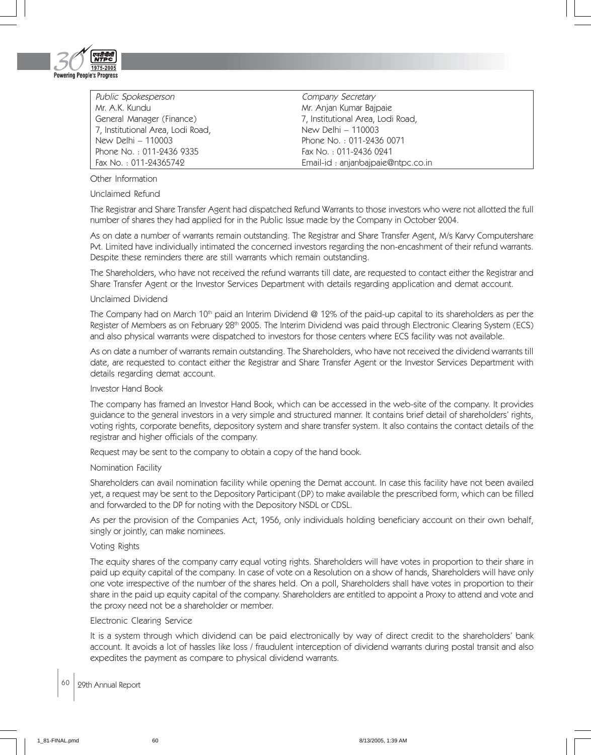| *Public Spokesperson* | *Company Secretary* |
|---|---|
| Mr. A.K. Kundu | Mr. Anjan Kumar Bajpaie |
| General Manager (Finance) | 7, Institutional Area, Lodi Road, |
| 7, Institutional Area, Lodi Road, | New Delhi – 110003 |
| New Delhi – 110003 | Phone No. : 011-2436 0071 |
| Phone No. : 011-2436 9335 | Fax No. : 011-2436 0241 |
| Fax No. : 011-24365742 | Email-id : anjanbajpaie@ntpc.co.in |

Other Information

Unclaimed Refund

The Registrar and Share Transfer Agent had dispatched Refund Warrants to those investors who were not allotted the full number of shares they had applied for in the Public Issue made by the Company in October 2004.

As on date a number of warrants remain outstanding. The Registrar and Share Transfer Agent, M/s Karvy Computershare Pvt. Limited have individually intimated the concerned investors regarding the non-encashment of their refund warrants. Despite these reminders there are still warrants which remain outstanding.

The Shareholders, who have not received the refund warrants till date, are requested to contact either the Registrar and Share Transfer Agent or the Investor Services Department with details regarding application and demat account.

Unclaimed Dividend

The Company had on March 10th paid an Interim Dividend @ 12% of the paid-up capital to its shareholders as per the Register of Members as on February 28th 2005. The Interim Dividend was paid through Electronic Clearing System (ECS) and also physical warrants were dispatched to investors for those centers where ECS facility was not available.

As on date a number of warrants remain outstanding. The Shareholders, who have not received the dividend warrants till date, are requested to contact either the Registrar and Share Transfer Agent or the Investor Services Department with details regarding demat account.

Investor Hand Book

The company has framed an Investor Hand Book, which can be accessed in the web-site of the company. It provides guidance to the general investors in a very simple and structured manner. It contains brief detail of shareholders' rights, voting rights, corporate benefits, depository system and share transfer system. It also contains the contact details of the registrar and higher officials of the company.

Request may be sent to the company to obtain a copy of the hand book.

Nomination Facility

Shareholders can avail nomination facility while opening the Demat account. In case this facility have not been availed yet, a request may be sent to the Depository Participant (DP) to make available the prescribed form, which can be filled and forwarded to the DP for noting with the Depository NSDL or CDSL.

As per the provision of the Companies Act, 1956, only individuals holding beneficiary account on their own behalf, singly or jointly, can make nominees.

Voting Rights

The equity shares of the company carry equal voting rights. Shareholders will have votes in proportion to their share in paid up equity capital of the company. In case of vote on a Resolution on a show of hands, Shareholders will have only one vote irrespective of the number of the shares held. On a poll, Shareholders shall have votes in proportion to their share in the paid up equity capital of the company. Shareholders are entitled to appoint a Proxy to attend and vote and the proxy need not be a shareholder or member.

Electronic Clearing Service

It is a system through which dividend can be paid electronically by way of direct credit to the shareholders' bank account. It avoids a lot of hassles like loss / fraudulent interception of dividend warrants during postal transit and also expedites the payment as compare to physical dividend warrants.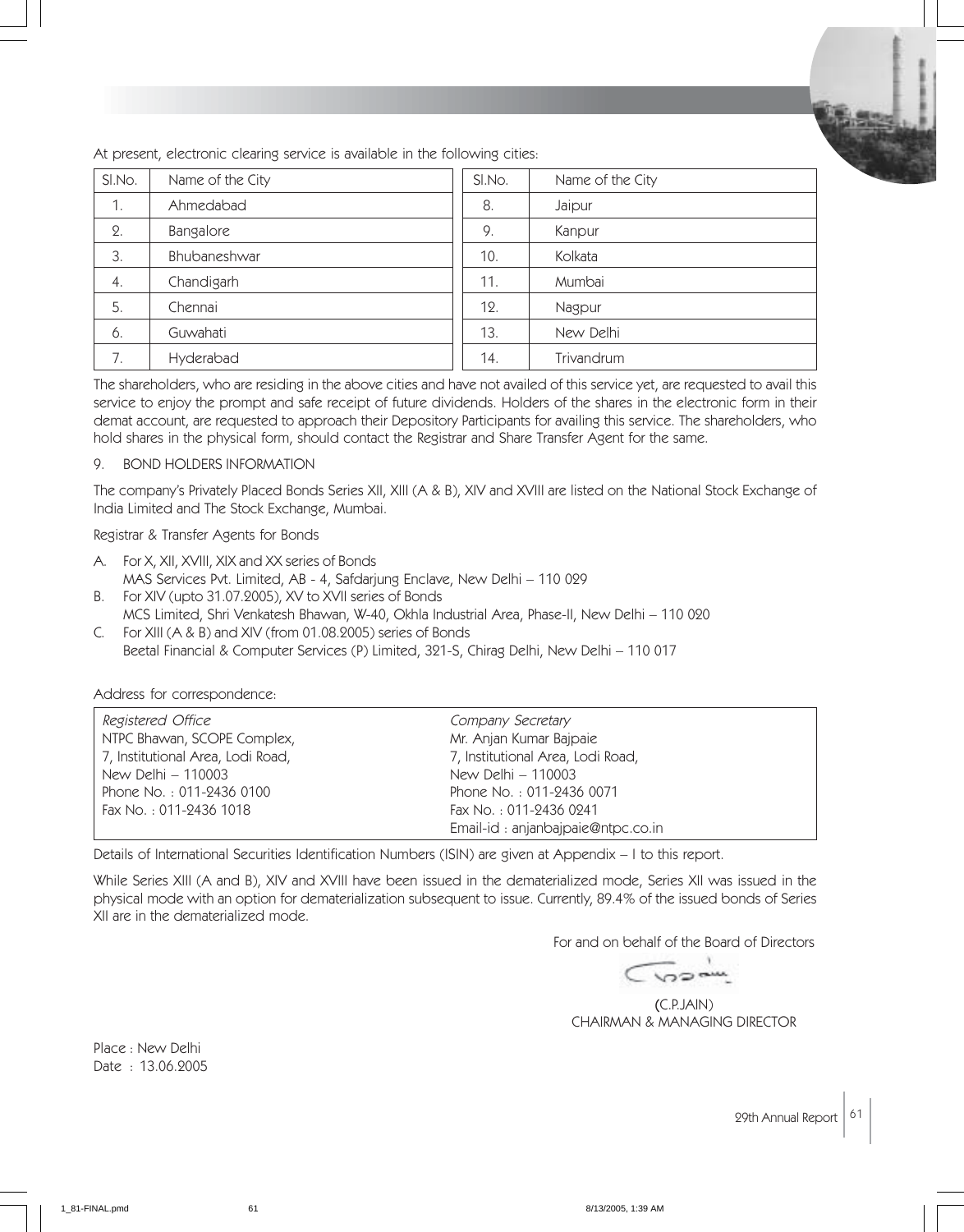At present, electronic clearing service is available in the following cities:

| Sl.No. | Name of the City | Sl.No. | Name of the City |
|---|---|---|---|
| 1. | Ahmedabad | 8. | Jaipur |
| 2. | Bangalore | 9. | Kanpur |
| 3. | Bhubaneshwar | 10. | Kolkata |
| 4. | Chandigarh | 11. | Mumbai |
| 5. | Chennai | 12. | Nagpur |
| 6. | Guwahati | 13. | New Delhi |
| 7. | Hyderabad | 14. | Trivandrum |

The shareholders, who are residing in the above cities and have not availed of this service yet, are requested to avail this service to enjoy the prompt and safe receipt of future dividends. Holders of the shares in the electronic form in their demat account, are requested to approach their Depository Participants for availing this service. The shareholders, who hold shares in the physical form, should contact the Registrar and Share Transfer Agent for the same.

9. BOND HOLDERS INFORMATION

The company's Privately Placed Bonds Series XII, XIII (A & B), XIV and XVIII are listed on the National Stock Exchange of India Limited and The Stock Exchange, Mumbai.

Registrar & Transfer Agents for Bonds

A. For X, XII, XVIII, XIX and XX series of Bonds
   MAS Services Pvt. Limited, AB - 4, Safdarjung Enclave, New Delhi – 110 029
B. For XIV (upto 31.07.2005), XV to XVII series of Bonds
   MCS Limited, Shri Venkatesh Bhawan, W-40, Okhla Industrial Area, Phase-II, New Delhi – 110 020
C. For XIII (A & B) and XIV (from 01.08.2005) series of Bonds
   Beetal Financial & Computer Services (P) Limited, 321-S, Chirag Delhi, New Delhi – 110 017

Address for correspondence:

| *Registered Office* | *Company Secretary* |
|---|---|
| NTPC Bhawan, SCOPE Complex, | Mr. Anjan Kumar Bajpaie |
| 7, Institutional Area, Lodi Road, | 7, Institutional Area, Lodi Road, |
| New Delhi – 110003 | New Delhi – 110003 |
| Phone No. : 011-2436 0100 | Phone No. : 011-2436 0071 |
| Fax No. : 011-2436 1018 | Fax No. : 011-2436 0241 |
| | Email-id : anjanbajpaie@ntpc.co.in |

Details of International Securities Identification Numbers (ISIN) are given at Appendix – I to this report.

While Series XIII (A and B), XIV and XVIII have been issued in the dematerialized mode, Series XII was issued in the physical mode with an option for dematerialization subsequent to issue. Currently, 89.4% of the issued bonds of Series XII are in the dematerialized mode.

For and on behalf of the Board of Directors

(C.P.JAIN)
CHAIRMAN & MANAGING DIRECTOR

Place : New Delhi
Date : 13.06.2005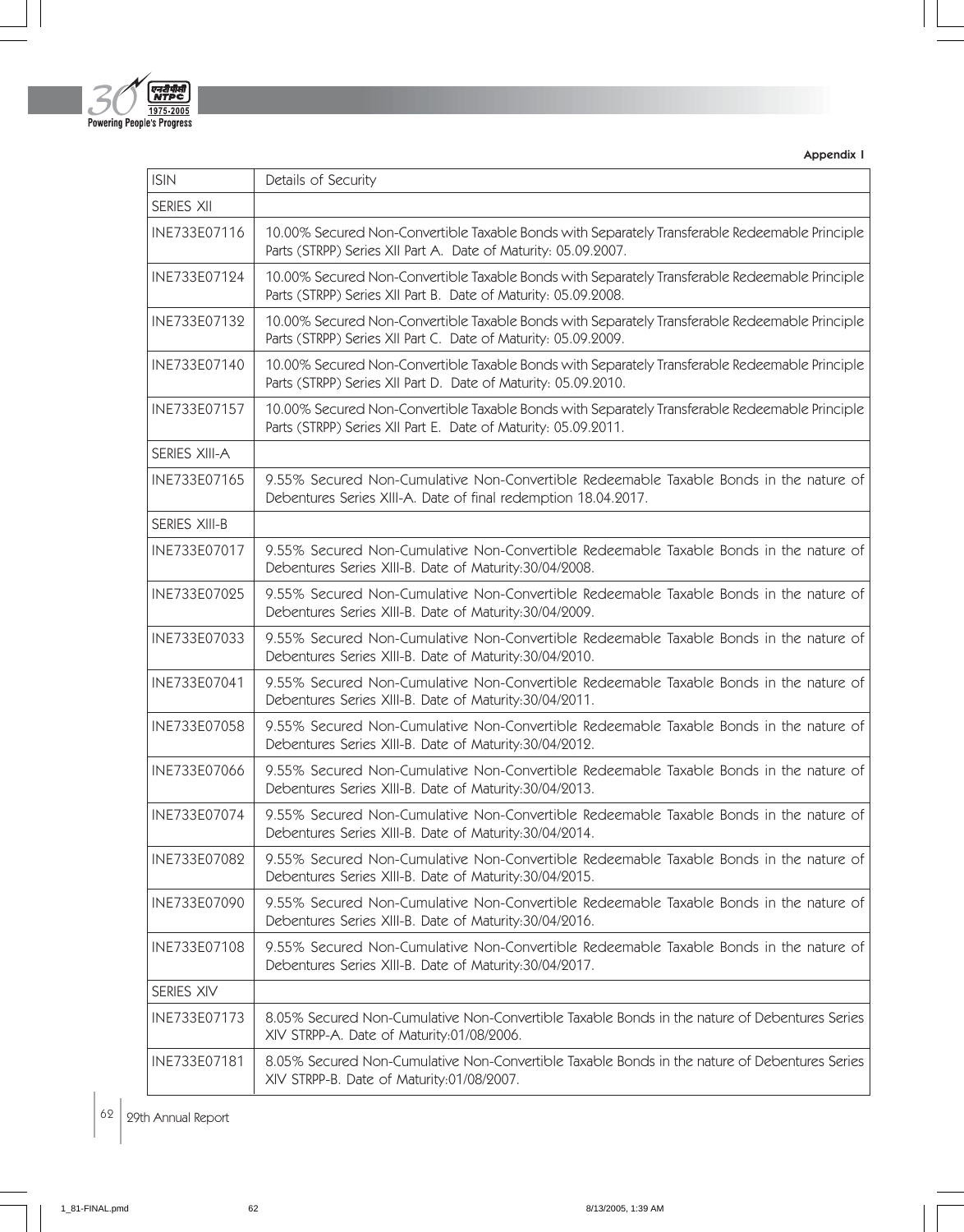**Appendix I**

| ISIN | Details of Security |
|---|---|
| SERIES XII | |
| INE733E07116 | 10.00% Secured Non-Convertible Taxable Bonds with Separately Transferable Redeemable Principle Parts (STRPP) Series XII Part A. Date of Maturity: 05.09.2007. |
| INE733E07124 | 10.00% Secured Non-Convertible Taxable Bonds with Separately Transferable Redeemable Principle Parts (STRPP) Series XII Part B. Date of Maturity: 05.09.2008. |
| INE733E07132 | 10.00% Secured Non-Convertible Taxable Bonds with Separately Transferable Redeemable Principle Parts (STRPP) Series XII Part C. Date of Maturity: 05.09.2009. |
| INE733E07140 | 10.00% Secured Non-Convertible Taxable Bonds with Separately Transferable Redeemable Principle Parts (STRPP) Series XII Part D. Date of Maturity: 05.09.2010. |
| INE733E07157 | 10.00% Secured Non-Convertible Taxable Bonds with Separately Transferable Redeemable Principle Parts (STRPP) Series XII Part E. Date of Maturity: 05.09.2011. |
| SERIES XIII-A | |
| INE733E07165 | 9.55% Secured Non-Cumulative Non-Convertible Redeemable Taxable Bonds in the nature of Debentures Series XIII-A. Date of final redemption 18.04.2017. |
| SERIES XIII-B | |
| INE733E07017 | 9.55% Secured Non-Cumulative Non-Convertible Redeemable Taxable Bonds in the nature of Debentures Series XIII-B. Date of Maturity:30/04/2008. |
| INE733E07025 | 9.55% Secured Non-Cumulative Non-Convertible Redeemable Taxable Bonds in the nature of Debentures Series XIII-B. Date of Maturity:30/04/2009. |
| INE733E07033 | 9.55% Secured Non-Cumulative Non-Convertible Redeemable Taxable Bonds in the nature of Debentures Series XIII-B. Date of Maturity:30/04/2010. |
| INE733E07041 | 9.55% Secured Non-Cumulative Non-Convertible Redeemable Taxable Bonds in the nature of Debentures Series XIII-B. Date of Maturity:30/04/2011. |
| INE733E07058 | 9.55% Secured Non-Cumulative Non-Convertible Redeemable Taxable Bonds in the nature of Debentures Series XIII-B. Date of Maturity:30/04/2012. |
| INE733E07066 | 9.55% Secured Non-Cumulative Non-Convertible Redeemable Taxable Bonds in the nature of Debentures Series XIII-B. Date of Maturity:30/04/2013. |
| INE733E07074 | 9.55% Secured Non-Cumulative Non-Convertible Redeemable Taxable Bonds in the nature of Debentures Series XIII-B. Date of Maturity:30/04/2014. |
| INE733E07082 | 9.55% Secured Non-Cumulative Non-Convertible Redeemable Taxable Bonds in the nature of Debentures Series XIII-B. Date of Maturity:30/04/2015. |
| INE733E07090 | 9.55% Secured Non-Cumulative Non-Convertible Redeemable Taxable Bonds in the nature of Debentures Series XIII-B. Date of Maturity:30/04/2016. |
| INE733E07108 | 9.55% Secured Non-Cumulative Non-Convertible Redeemable Taxable Bonds in the nature of Debentures Series XIII-B. Date of Maturity:30/04/2017. |
| SERIES XIV | |
| INE733E07173 | 8.05% Secured Non-Cumulative Non-Convertible Taxable Bonds in the nature of Debentures Series XIV STRPP-A. Date of Maturity:01/08/2006. |
| INE733E07181 | 8.05% Secured Non-Cumulative Non-Convertible Taxable Bonds in the nature of Debentures Series XIV STRPP-B. Date of Maturity:01/08/2007. |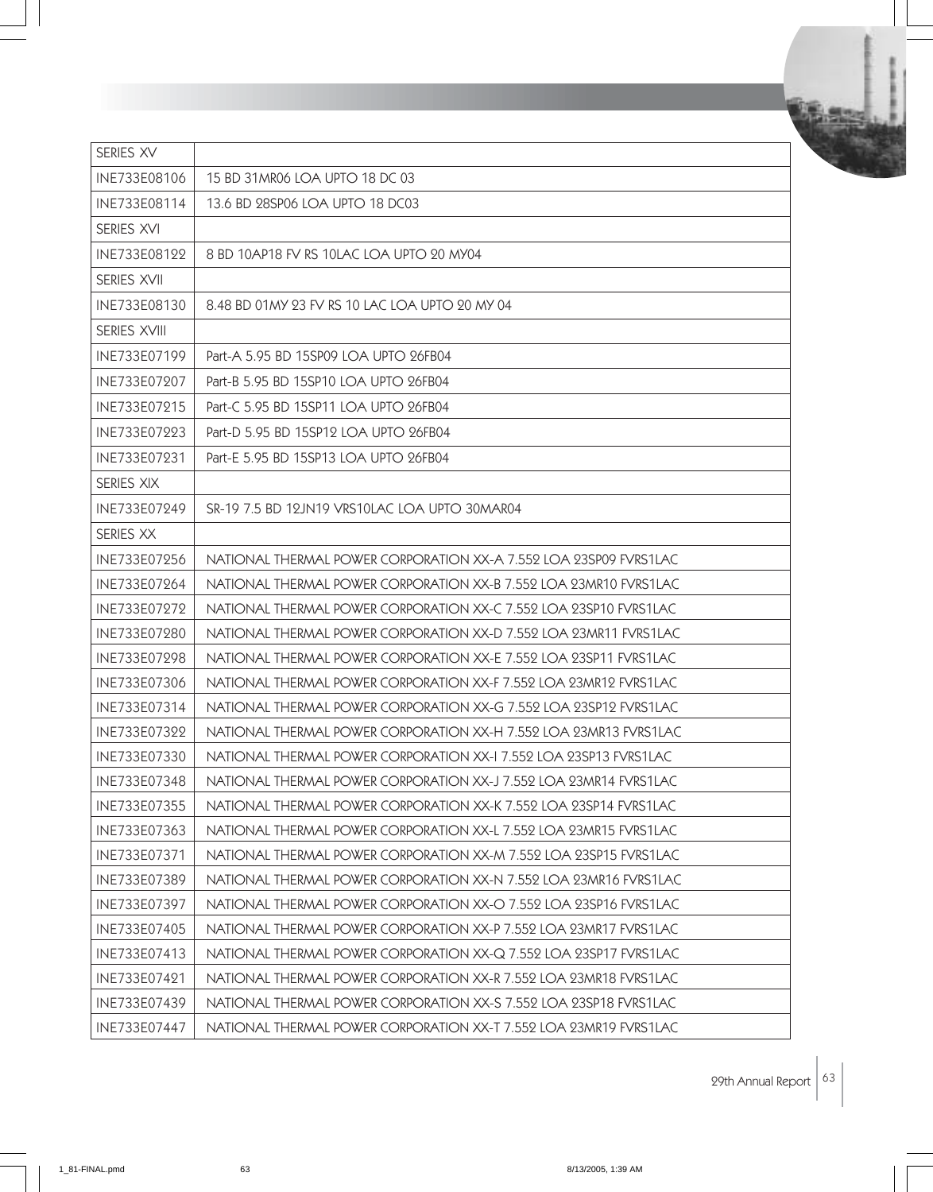| SERIES XV | |
|---|---|
| INE733E08106 | 15 BD 31MR06 LOA UPTO 18 DC 03 |
| INE733E08114 | 13.6 BD 28SP06 LOA UPTO 18 DC03 |
| SERIES XVI | |
| INE733E08122 | 8 BD 10AP18 FV RS 10LAC LOA UPTO 20 MY04 |
| SERIES XVII | |
| INE733E08130 | 8.48 BD 01MY 23 FV RS 10 LAC LOA UPTO 20 MY 04 |
| SERIES XVIII | |
| INE733E07199 | Part-A 5.95 BD 15SP09 LOA UPTO 26FB04 |
| INE733E07207 | Part-B 5.95 BD 15SP10 LOA UPTO 26FB04 |
| INE733E07215 | Part-C 5.95 BD 15SP11 LOA UPTO 26FB04 |
| INE733E07223 | Part-D 5.95 BD 15SP12 LOA UPTO 26FB04 |
| INE733E07231 | Part-E 5.95 BD 15SP13 LOA UPTO 26FB04 |
| SERIES XIX | |
| INE733E07249 | SR-19 7.5 BD 12JN19 VRS10LAC LOA UPTO 30MAR04 |
| SERIES XX | |
| INE733E07256 | NATIONAL THERMAL POWER CORPORATION XX-A 7.552 LOA 23SP09 FVRS1LAC |
| INE733E07264 | NATIONAL THERMAL POWER CORPORATION XX-B 7.552 LOA 23MR10 FVRS1LAC |
| INE733E07272 | NATIONAL THERMAL POWER CORPORATION XX-C 7.552 LOA 23SP10 FVRS1LAC |
| INE733E07280 | NATIONAL THERMAL POWER CORPORATION XX-D 7.552 LOA 23MR11 FVRS1LAC |
| INE733E07298 | NATIONAL THERMAL POWER CORPORATION XX-E 7.552 LOA 23SP11 FVRS1LAC |
| INE733E07306 | NATIONAL THERMAL POWER CORPORATION XX-F 7.552 LOA 23MR12 FVRS1LAC |
| INE733E07314 | NATIONAL THERMAL POWER CORPORATION XX-G 7.552 LOA 23SP12 FVRS1LAC |
| INE733E07322 | NATIONAL THERMAL POWER CORPORATION XX-H 7.552 LOA 23MR13 FVRS1LAC |
| INE733E07330 | NATIONAL THERMAL POWER CORPORATION XX-I 7.552 LOA 23SP13 FVRS1LAC |
| INE733E07348 | NATIONAL THERMAL POWER CORPORATION XX-J 7.552 LOA 23MR14 FVRS1LAC |
| INE733E07355 | NATIONAL THERMAL POWER CORPORATION XX-K 7.552 LOA 23SP14 FVRS1LAC |
| INE733E07363 | NATIONAL THERMAL POWER CORPORATION XX-L 7.552 LOA 23MR15 FVRS1LAC |
| INE733E07371 | NATIONAL THERMAL POWER CORPORATION XX-M 7.552 LOA 23SP15 FVRS1LAC |
| INE733E07389 | NATIONAL THERMAL POWER CORPORATION XX-N 7.552 LOA 23MR16 FVRS1LAC |
| INE733E07397 | NATIONAL THERMAL POWER CORPORATION XX-O 7.552 LOA 23SP16 FVRS1LAC |
| INE733E07405 | NATIONAL THERMAL POWER CORPORATION XX-P 7.552 LOA 23MR17 FVRS1LAC |
| INE733E07413 | NATIONAL THERMAL POWER CORPORATION XX-Q 7.552 LOA 23SP17 FVRS1LAC |
| INE733E07421 | NATIONAL THERMAL POWER CORPORATION XX-R 7.552 LOA 23MR18 FVRS1LAC |
| INE733E07439 | NATIONAL THERMAL POWER CORPORATION XX-S 7.552 LOA 23SP18 FVRS1LAC |
| INE733E07447 | NATIONAL THERMAL POWER CORPORATION XX-T 7.552 LOA 23MR19 FVRS1LAC |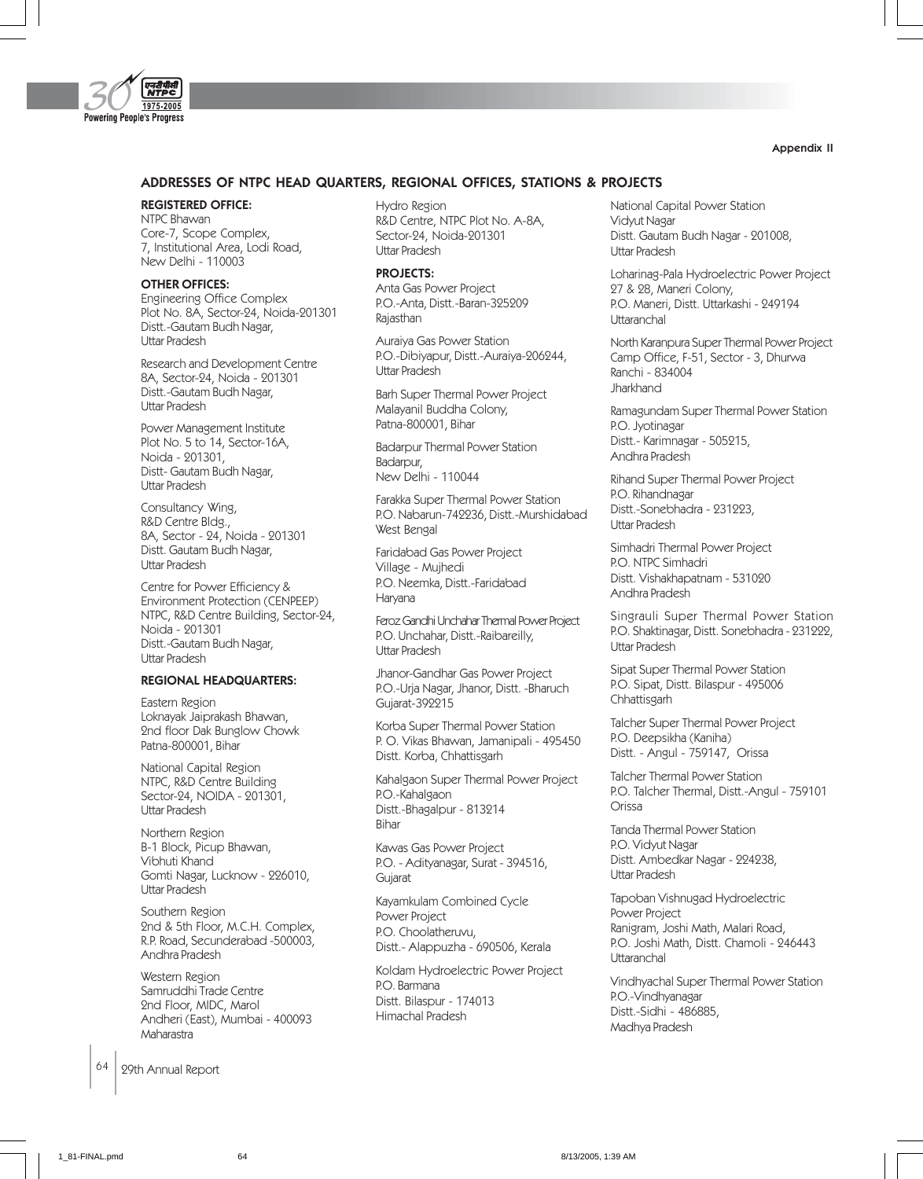Appendix II

## ADDRESSES OF NTPC HEAD QUARTERS, REGIONAL OFFICES, STATIONS & PROJECTS

**REGISTERED OFFICE:**

NTPC Bhawan
Core-7, Scope Complex,
7, Institutional Area, Lodi Road,
New Delhi - 110003

**OTHER OFFICES:**

Engineering Office Complex
Plot No. 8A, Sector-24, Noida-201301
Distt.-Gautam Budh Nagar,
Uttar Pradesh

Research and Development Centre
8A, Sector-24, Noida - 201301
Distt.-Gautam Budh Nagar,
Uttar Pradesh

Power Management Institute
Plot No. 5 to 14, Sector-16A,
Noida - 201301,
Distt- Gautam Budh Nagar,
Uttar Pradesh

Consultancy Wing,
R&D Centre Bldg.,
8A, Sector - 24, Noida - 201301
Distt. Gautam Budh Nagar,
Uttar Pradesh

Centre for Power Efficiency &
Environment Protection (CENPEEP)
NTPC, R&D Centre Building, Sector-24,
Noida - 201301
Distt.-Gautam Budh Nagar,
Uttar Pradesh

**REGIONAL HEADQUARTERS:**

Eastern Region
Loknayak Jaiprakash Bhawan,
2nd floor Dak Bunglow Chowk
Patna-800001, Bihar

National Capital Region
NTPC, R&D Centre Building
Sector-24, NOIDA - 201301,
Uttar Pradesh

Northern Region
B-1 Block, Picup Bhawan,
Vibhuti Khand
Gomti Nagar, Lucknow - 226010,
Uttar Pradesh

Southern Region
2nd & 5th Floor, M.C.H. Complex,
R.P. Road, Secunderabad -500003,
Andhra Pradesh

Western Region
Samruddhi Trade Centre
2nd Floor, MIDC, Marol
Andheri (East), Mumbai - 400093
Maharastra

Hydro Region
R&D Centre, NTPC Plot No. A-8A,
Sector-24, Noida-201301
Uttar Pradesh

**PROJECTS:**

Anta Gas Power Project
P.O.-Anta, Distt.-Baran-325209
Rajasthan

Auraiya Gas Power Station
P.O.-Dibiyapur, Distt.-Auraiya-206244,
Uttar Pradesh

Barh Super Thermal Power Project
Malayanil Buddha Colony,
Patna-800001, Bihar

Badarpur Thermal Power Station
Badarpur,
New Delhi - 110044

Farakka Super Thermal Power Station
P.O. Nabarun-742236, Distt.-Murshidabad
West Bengal

Faridabad Gas Power Project
Village - Mujhedi
P.O. Neemka, Distt.-Faridabad
Haryana

Feroz Gandhi Unchahar Thermal Power Project
P.O. Unchahar, Distt.-Raibareilly,
Uttar Pradesh

Jhanor-Gandhar Gas Power Project
P.O.-Urja Nagar, Jhanor, Distt. -Bharuch
Gujarat-392215

Korba Super Thermal Power Station
P. O. Vikas Bhawan, Jamanipali - 495450
Distt. Korba, Chhattisgarh

Kahalgaon Super Thermal Power Project
P.O.-Kahalgaon
Distt.-Bhagalpur - 813214
Bihar

Kawas Gas Power Project
P.O. - Adityanagar, Surat - 394516,
Gujarat

Kayamkulam Combined Cycle
Power Project
P.O. Choolatheruvu,
Distt.- Alappuzha - 690506, Kerala

Koldam Hydroelectric Power Project
P.O. Barmana
Distt. Bilaspur - 174013
Himachal Pradesh

National Capital Power Station
Vidyut Nagar
Distt. Gautam Budh Nagar - 201008,
Uttar Pradesh

Loharinag-Pala Hydroelectric Power Project
27 & 28, Maneri Colony,
P.O. Maneri, Distt. Uttarkashi - 249194
Uttaranchal

North Karanpura Super Thermal Power Project
Camp Office, F-51, Sector - 3, Dhurwa
Ranchi - 834004
Jharkhand

Ramagundam Super Thermal Power Station
P.O. Jyotinagar
Distt.- Karimnagar - 505215,
Andhra Pradesh

Rihand Super Thermal Power Project
P.O. Rihandnagar
Distt.-Sonebhadra - 231223,
Uttar Pradesh

Simhadri Thermal Power Project
P.O. NTPC Simhadri
Distt. Vishakhapatnam - 531020
Andhra Pradesh

Singrauli Super Thermal Power Station
P.O. Shaktinagar, Distt. Sonebhadra - 231222,
Uttar Pradesh

Sipat Super Thermal Power Station
P.O. Sipat, Distt. Bilaspur - 495006
Chhattisgarh

Talcher Super Thermal Power Project
P.O. Deepsikha (Kaniha)
Distt. - Angul - 759147, Orissa

Talcher Thermal Power Station
P.O. Talcher Thermal, Distt.-Angul - 759101
Orissa

Tanda Thermal Power Station
P.O. Vidyut Nagar
Distt. Ambedkar Nagar - 224238,
Uttar Pradesh

Tapoban Vishnugad Hydroelectric
Power Project
Ranigram, Joshi Math, Malari Road,
P.O. Joshi Math, Distt. Chamoli - 246443
Uttaranchal

Vindhyachal Super Thermal Power Station
P.O.-Vindhyanagar
Distt.-Sidhi - 486885,
Madhya Pradesh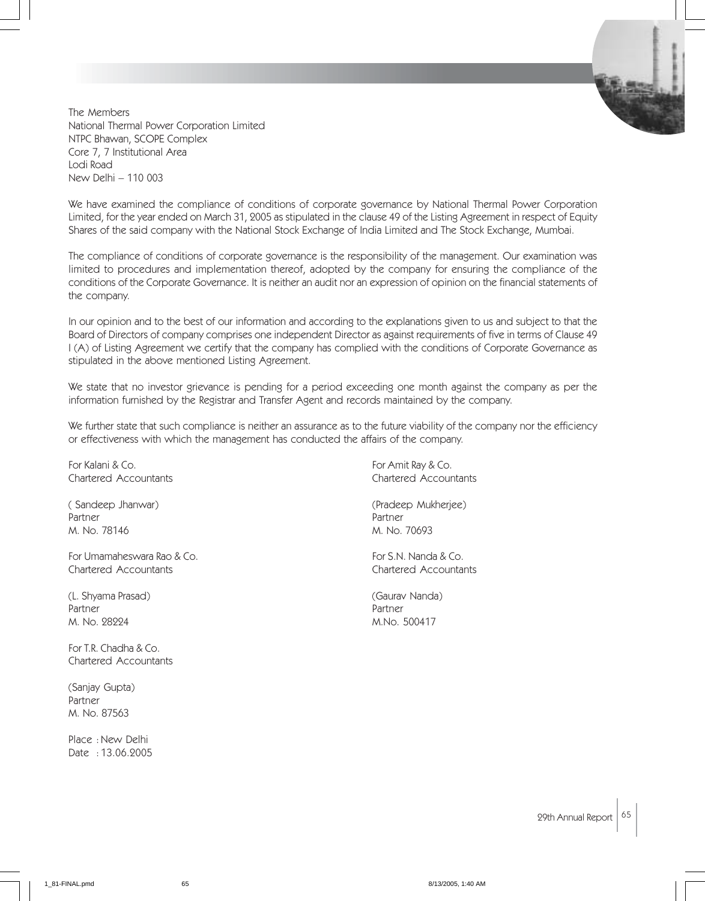The Members
National Thermal Power Corporation Limited
NTPC Bhawan, SCOPE Complex
Core 7, 7 Institutional Area
Lodi Road
New Delhi – 110 003

We have examined the compliance of conditions of corporate governance by National Thermal Power Corporation Limited, for the year ended on March 31, 2005 as stipulated in the clause 49 of the Listing Agreement in respect of Equity Shares of the said company with the National Stock Exchange of India Limited and The Stock Exchange, Mumbai.

The compliance of conditions of corporate governance is the responsibility of the management. Our examination was limited to procedures and implementation thereof, adopted by the company for ensuring the compliance of the conditions of the Corporate Governance. It is neither an audit nor an expression of opinion on the financial statements of the company.

In our opinion and to the best of our information and according to the explanations given to us and subject to that the Board of Directors of company comprises one independent Director as against requirements of five in terms of Clause 49 I (A) of Listing Agreement we certify that the company has complied with the conditions of Corporate Governance as stipulated in the above mentioned Listing Agreement.

We state that no investor grievance is pending for a period exceeding one month against the company as per the information furnished by the Registrar and Transfer Agent and records maintained by the company.

We further state that such compliance is neither an assurance as to the future viability of the company nor the efficiency or effectiveness with which the management has conducted the affairs of the company.

For Kalani & Co.
Chartered Accountants

( Sandeep Jhanwar)
Partner
M. No. 78146

For Amit Ray & Co.
Chartered Accountants

(Pradeep Mukherjee)
Partner
M. No. 70693

For Umamaheswara Rao & Co.
Chartered Accountants

(L. Shyama Prasad)
Partner
M. No. 28224

For S.N. Nanda & Co.
Chartered Accountants

(Gaurav Nanda)
Partner
M.No. 500417

For T.R. Chadha & Co.
Chartered Accountants

(Sanjay Gupta)
Partner
M. No. 87563

Place : New Delhi
Date : 13.06.2005